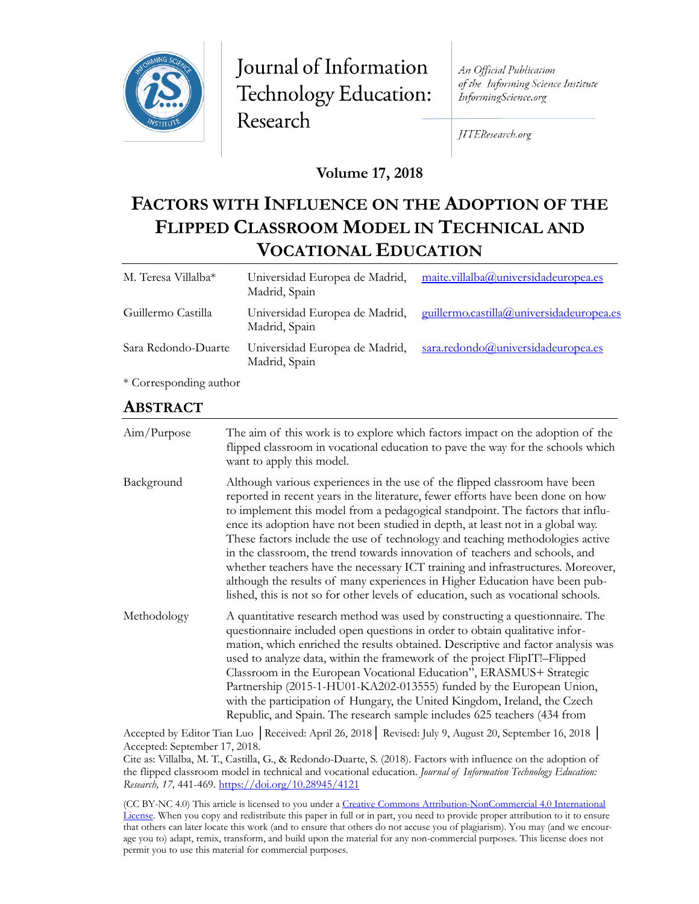# Journal of Information Technology Education: Research

*An Official Publication of the Informing Science Institute InformingScience.org*

*JITEResearch.org*

**Volume 17, 2018**

# FACTORS WITH INFLUENCE ON THE ADOPTION OF THE FLIPPED CLASSROOM MODEL IN TECHNICAL AND VOCATIONAL EDUCATION

| | | |
|---|---|---|
| M. Teresa Villalba* | Universidad Europea de Madrid, Madrid, Spain | maite.villalba@universidadeuropea.es |
| Guillermo Castilla | Universidad Europea de Madrid, Madrid, Spain | guillermo.castilla@universidadeuropea.es |
| Sara Redondo-Duarte | Universidad Europea de Madrid, Madrid, Spain | sara.redondo@universidadeuropea.es |

\* Corresponding author

## ABSTRACT

| | |
|---|---|
| Aim/Purpose | The aim of this work is to explore which factors impact on the adoption of the flipped classroom in vocational education to pave the way for the schools which want to apply this model. |
| Background | Although various experiences in the use of the flipped classroom have been reported in recent years in the literature, fewer efforts have been done on how to implement this model from a pedagogical standpoint. The factors that influence its adoption have not been studied in depth, at least not in a global way. These factors include the use of technology and teaching methodologies active in the classroom, the trend towards innovation of teachers and schools, and whether teachers have the necessary ICT training and infrastructures. Moreover, although the results of many experiences in Higher Education have been published, this is not so for other levels of education, such as vocational schools. |
| Methodology | A quantitative research method was used by constructing a questionnaire. The questionnaire included open questions in order to obtain qualitative information, which enriched the results obtained. Descriptive and factor analysis was used to analyze data, within the framework of the project FlipIT!–Flipped Classroom in the European Vocational Education", ERASMUS+ Strategic Partnership (2015-1-HU01-KA202-013555) funded by the European Union, with the participation of Hungary, the United Kingdom, Ireland, the Czech Republic, and Spain. The research sample includes 625 teachers (434 from |

Accepted by Editor Tian Luo │Received: April 26, 2018│ Revised: July 9, August 20, September 16, 2018 │ Accepted: September 17, 2018.

Cite as: Villalba, M. T., Castilla, G., & Redondo-Duarte, S. (2018). Factors with influence on the adoption of the flipped classroom model in technical and vocational education. *Journal of Information Technology Education: Research, 17,* 441-469. https://doi.org/10.28945/4121

(CC BY-NC 4.0) This article is licensed to you under a Creative Commons Attribution-NonCommercial 4.0 International License. When you copy and redistribute this paper in full or in part, you need to provide proper attribution to it to ensure that others can later locate this work (and to ensure that others do not accuse you of plagiarism). You may (and we encourage you to) adapt, remix, transform, and build upon the material for any non-commercial purposes. This license does not permit you to use this material for commercial purposes.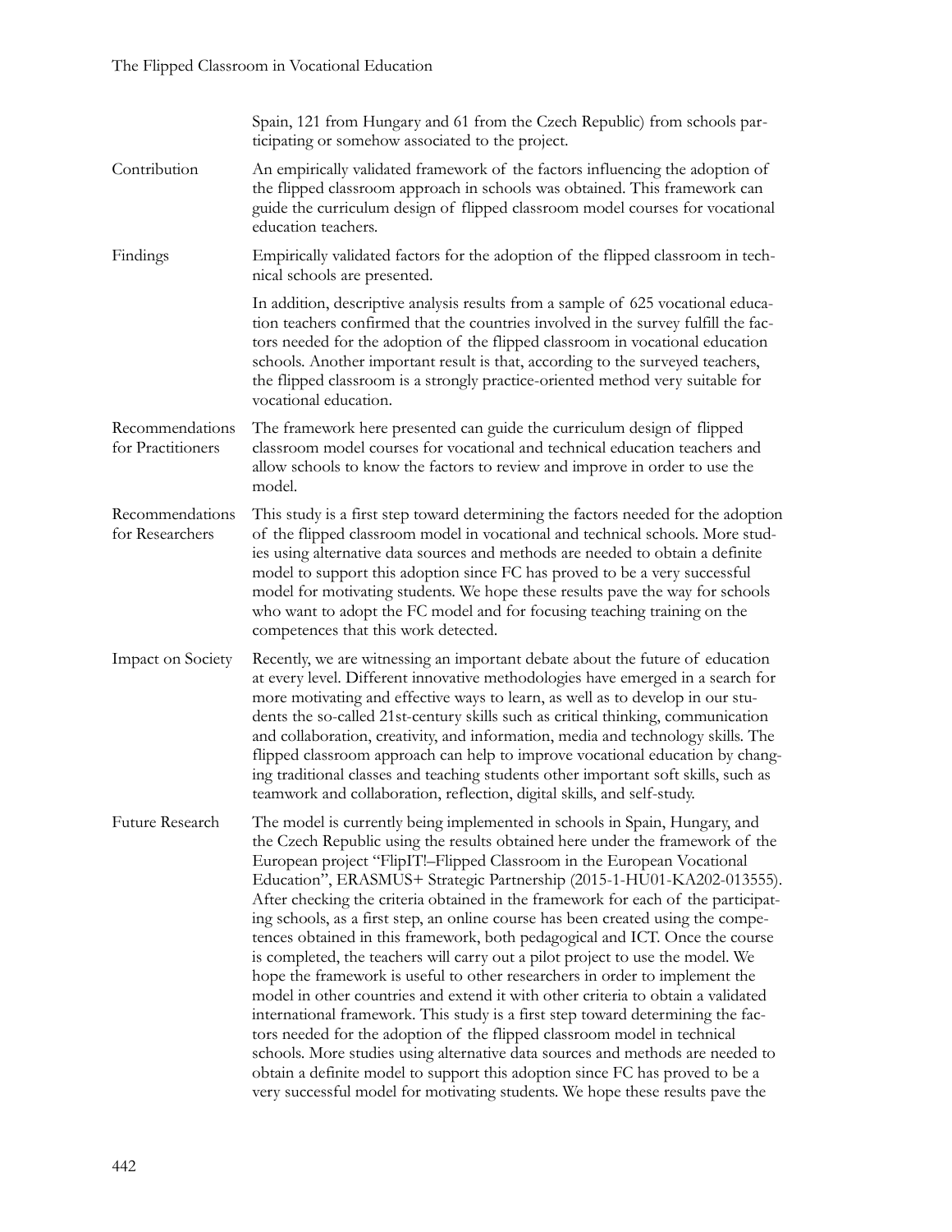Spain, 121 from Hungary and 61 from the Czech Republic) from schools participating or somehow associated to the project.

**Contribution** An empirically validated framework of the factors influencing the adoption of the flipped classroom approach in schools was obtained. This framework can guide the curriculum design of flipped classroom model courses for vocational education teachers.

**Findings** Empirically validated factors for the adoption of the flipped classroom in technical schools are presented.

In addition, descriptive analysis results from a sample of 625 vocational education teachers confirmed that the countries involved in the survey fulfill the factors needed for the adoption of the flipped classroom in vocational education schools. Another important result is that, according to the surveyed teachers, the flipped classroom is a strongly practice-oriented method very suitable for vocational education.

**Recommendations for Practitioners** The framework here presented can guide the curriculum design of flipped classroom model courses for vocational and technical education teachers and allow schools to know the factors to review and improve in order to use the model.

**Recommendations for Researchers** This study is a first step toward determining the factors needed for the adoption of the flipped classroom model in vocational and technical schools. More studies using alternative data sources and methods are needed to obtain a definite model to support this adoption since FC has proved to be a very successful model for motivating students. We hope these results pave the way for schools who want to adopt the FC model and for focusing teaching training on the competences that this work detected.

**Impact on Society** Recently, we are witnessing an important debate about the future of education at every level. Different innovative methodologies have emerged in a search for more motivating and effective ways to learn, as well as to develop in our students the so-called 21st-century skills such as critical thinking, communication and collaboration, creativity, and information, media and technology skills. The flipped classroom approach can help to improve vocational education by changing traditional classes and teaching students other important soft skills, such as teamwork and collaboration, reflection, digital skills, and self-study.

**Future Research** The model is currently being implemented in schools in Spain, Hungary, and the Czech Republic using the results obtained here under the framework of the European project "FlipIT!–Flipped Classroom in the European Vocational Education", ERASMUS+ Strategic Partnership (2015-1-HU01-KA202-013555). After checking the criteria obtained in the framework for each of the participating schools, as a first step, an online course has been created using the competences obtained in this framework, both pedagogical and ICT. Once the course is completed, the teachers will carry out a pilot project to use the model. We hope the framework is useful to other researchers in order to implement the model in other countries and extend it with other criteria to obtain a validated international framework. This study is a first step toward determining the factors needed for the adoption of the flipped classroom model in technical schools. More studies using alternative data sources and methods are needed to obtain a definite model to support this adoption since FC has proved to be a very successful model for motivating students. We hope these results pave the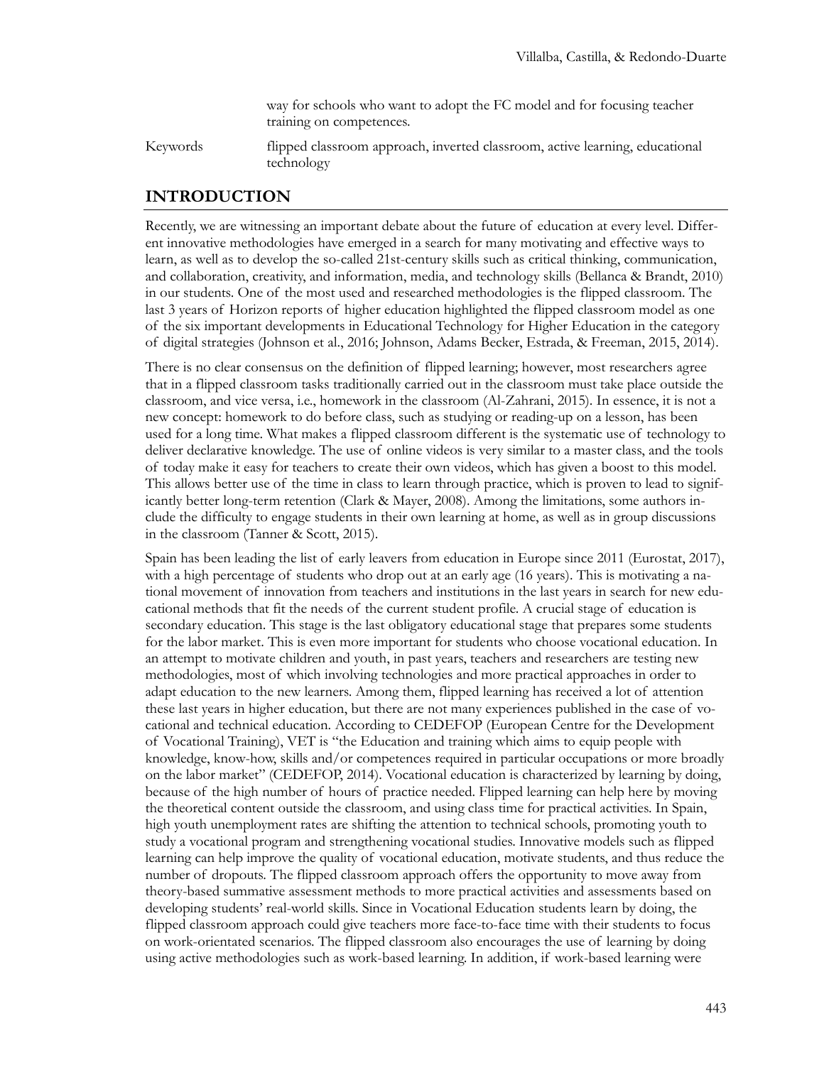way for schools who want to adopt the FC model and for focusing teacher training on competences.

Keywords flipped classroom approach, inverted classroom, active learning, educational technology

## INTRODUCTION

Recently, we are witnessing an important debate about the future of education at every level. Different innovative methodologies have emerged in a search for many motivating and effective ways to learn, as well as to develop the so-called 21st-century skills such as critical thinking, communication, and collaboration, creativity, and information, media, and technology skills (Bellanca & Brandt, 2010) in our students. One of the most used and researched methodologies is the flipped classroom. The last 3 years of Horizon reports of higher education highlighted the flipped classroom model as one of the six important developments in Educational Technology for Higher Education in the category of digital strategies (Johnson et al., 2016; Johnson, Adams Becker, Estrada, & Freeman, 2015, 2014).

There is no clear consensus on the definition of flipped learning; however, most researchers agree that in a flipped classroom tasks traditionally carried out in the classroom must take place outside the classroom, and vice versa, i.e., homework in the classroom (Al-Zahrani, 2015). In essence, it is not a new concept: homework to do before class, such as studying or reading-up on a lesson, has been used for a long time. What makes a flipped classroom different is the systematic use of technology to deliver declarative knowledge. The use of online videos is very similar to a master class, and the tools of today make it easy for teachers to create their own videos, which has given a boost to this model. This allows better use of the time in class to learn through practice, which is proven to lead to significantly better long-term retention (Clark & Mayer, 2008). Among the limitations, some authors include the difficulty to engage students in their own learning at home, as well as in group discussions in the classroom (Tanner & Scott, 2015).

Spain has been leading the list of early leavers from education in Europe since 2011 (Eurostat, 2017), with a high percentage of students who drop out at an early age (16 years). This is motivating a national movement of innovation from teachers and institutions in the last years in search for new educational methods that fit the needs of the current student profile. A crucial stage of education is secondary education. This stage is the last obligatory educational stage that prepares some students for the labor market. This is even more important for students who choose vocational education. In an attempt to motivate children and youth, in past years, teachers and researchers are testing new methodologies, most of which involving technologies and more practical approaches in order to adapt education to the new learners. Among them, flipped learning has received a lot of attention these last years in higher education, but there are not many experiences published in the case of vocational and technical education. According to CEDEFOP (European Centre for the Development of Vocational Training), VET is "the Education and training which aims to equip people with knowledge, know-how, skills and/or competences required in particular occupations or more broadly on the labor market" (CEDEFOP, 2014). Vocational education is characterized by learning by doing, because of the high number of hours of practice needed. Flipped learning can help here by moving the theoretical content outside the classroom, and using class time for practical activities. In Spain, high youth unemployment rates are shifting the attention to technical schools, promoting youth to study a vocational program and strengthening vocational studies. Innovative models such as flipped learning can help improve the quality of vocational education, motivate students, and thus reduce the number of dropouts. The flipped classroom approach offers the opportunity to move away from theory-based summative assessment methods to more practical activities and assessments based on developing students' real-world skills. Since in Vocational Education students learn by doing, the flipped classroom approach could give teachers more face-to-face time with their students to focus on work-orientated scenarios. The flipped classroom also encourages the use of learning by doing using active methodologies such as work-based learning. In addition, if work-based learning were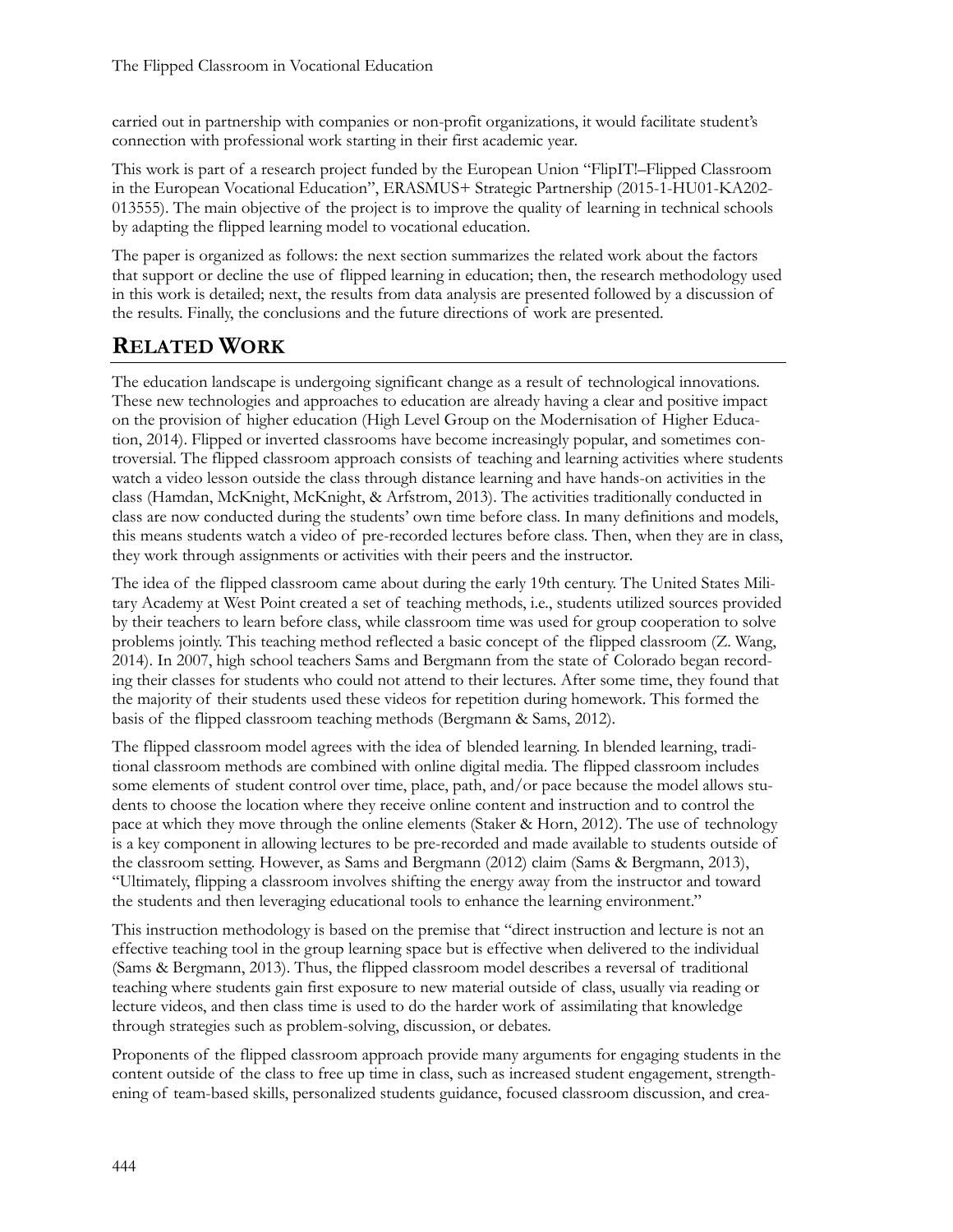carried out in partnership with companies or non-profit organizations, it would facilitate student's connection with professional work starting in their first academic year.

This work is part of a research project funded by the European Union "FlipIT!–Flipped Classroom in the European Vocational Education", ERASMUS+ Strategic Partnership (2015-1-HU01-KA202-013555). The main objective of the project is to improve the quality of learning in technical schools by adapting the flipped learning model to vocational education.

The paper is organized as follows: the next section summarizes the related work about the factors that support or decline the use of flipped learning in education; then, the research methodology used in this work is detailed; next, the results from data analysis are presented followed by a discussion of the results. Finally, the conclusions and the future directions of work are presented.

## RELATED WORK

The education landscape is undergoing significant change as a result of technological innovations. These new technologies and approaches to education are already having a clear and positive impact on the provision of higher education (High Level Group on the Modernisation of Higher Education, 2014). Flipped or inverted classrooms have become increasingly popular, and sometimes controversial. The flipped classroom approach consists of teaching and learning activities where students watch a video lesson outside the class through distance learning and have hands-on activities in the class (Hamdan, McKnight, McKnight, & Arfstrom, 2013). The activities traditionally conducted in class are now conducted during the students' own time before class. In many definitions and models, this means students watch a video of pre-recorded lectures before class. Then, when they are in class, they work through assignments or activities with their peers and the instructor.

The idea of the flipped classroom came about during the early 19th century. The United States Military Academy at West Point created a set of teaching methods, i.e., students utilized sources provided by their teachers to learn before class, while classroom time was used for group cooperation to solve problems jointly. This teaching method reflected a basic concept of the flipped classroom (Z. Wang, 2014). In 2007, high school teachers Sams and Bergmann from the state of Colorado began recording their classes for students who could not attend to their lectures. After some time, they found that the majority of their students used these videos for repetition during homework. This formed the basis of the flipped classroom teaching methods (Bergmann & Sams, 2012).

The flipped classroom model agrees with the idea of blended learning. In blended learning, traditional classroom methods are combined with online digital media. The flipped classroom includes some elements of student control over time, place, path, and/or pace because the model allows students to choose the location where they receive online content and instruction and to control the pace at which they move through the online elements (Staker & Horn, 2012). The use of technology is a key component in allowing lectures to be pre-recorded and made available to students outside of the classroom setting. However, as Sams and Bergmann (2012) claim (Sams & Bergmann, 2013), "Ultimately, flipping a classroom involves shifting the energy away from the instructor and toward the students and then leveraging educational tools to enhance the learning environment."

This instruction methodology is based on the premise that "direct instruction and lecture is not an effective teaching tool in the group learning space but is effective when delivered to the individual (Sams & Bergmann, 2013). Thus, the flipped classroom model describes a reversal of traditional teaching where students gain first exposure to new material outside of class, usually via reading or lecture videos, and then class time is used to do the harder work of assimilating that knowledge through strategies such as problem-solving, discussion, or debates.

Proponents of the flipped classroom approach provide many arguments for engaging students in the content outside of the class to free up time in class, such as increased student engagement, strengthening of team-based skills, personalized students guidance, focused classroom discussion, and crea-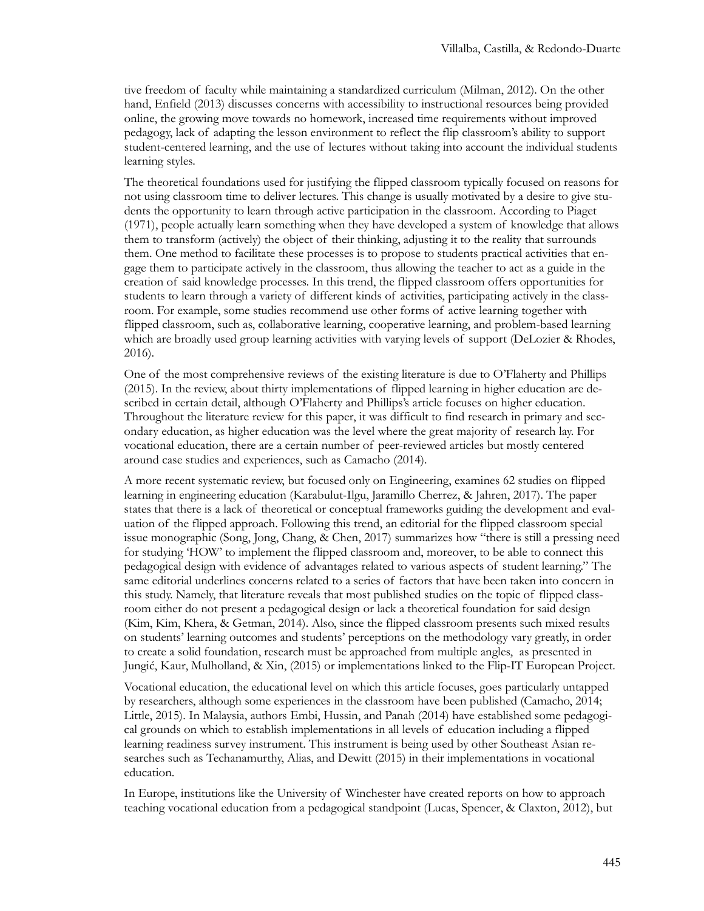tive freedom of faculty while maintaining a standardized curriculum (Milman, 2012). On the other hand, Enfield (2013) discusses concerns with accessibility to instructional resources being provided online, the growing move towards no homework, increased time requirements without improved pedagogy, lack of adapting the lesson environment to reflect the flip classroom's ability to support student-centered learning, and the use of lectures without taking into account the individual students learning styles.

The theoretical foundations used for justifying the flipped classroom typically focused on reasons for not using classroom time to deliver lectures. This change is usually motivated by a desire to give students the opportunity to learn through active participation in the classroom. According to Piaget (1971), people actually learn something when they have developed a system of knowledge that allows them to transform (actively) the object of their thinking, adjusting it to the reality that surrounds them. One method to facilitate these processes is to propose to students practical activities that engage them to participate actively in the classroom, thus allowing the teacher to act as a guide in the creation of said knowledge processes. In this trend, the flipped classroom offers opportunities for students to learn through a variety of different kinds of activities, participating actively in the classroom. For example, some studies recommend use other forms of active learning together with flipped classroom, such as, collaborative learning, cooperative learning, and problem-based learning which are broadly used group learning activities with varying levels of support (DeLozier & Rhodes, 2016).

One of the most comprehensive reviews of the existing literature is due to O'Flaherty and Phillips (2015). In the review, about thirty implementations of flipped learning in higher education are described in certain detail, although O'Flaherty and Phillips's article focuses on higher education. Throughout the literature review for this paper, it was difficult to find research in primary and secondary education, as higher education was the level where the great majority of research lay. For vocational education, there are a certain number of peer-reviewed articles but mostly centered around case studies and experiences, such as Camacho (2014).

A more recent systematic review, but focused only on Engineering, examines 62 studies on flipped learning in engineering education (Karabulut-Ilgu, Jaramillo Cherrez, & Jahren, 2017). The paper states that there is a lack of theoretical or conceptual frameworks guiding the development and evaluation of the flipped approach. Following this trend, an editorial for the flipped classroom special issue monographic (Song, Jong, Chang, & Chen, 2017) summarizes how "there is still a pressing need for studying 'HOW' to implement the flipped classroom and, moreover, to be able to connect this pedagogical design with evidence of advantages related to various aspects of student learning." The same editorial underlines concerns related to a series of factors that have been taken into concern in this study. Namely, that literature reveals that most published studies on the topic of flipped classroom either do not present a pedagogical design or lack a theoretical foundation for said design (Kim, Kim, Khera, & Getman, 2014). Also, since the flipped classroom presents such mixed results on students' learning outcomes and students' perceptions on the methodology vary greatly, in order to create a solid foundation, research must be approached from multiple angles, as presented in Jungić, Kaur, Mulholland, & Xin, (2015) or implementations linked to the Flip-IT European Project.

Vocational education, the educational level on which this article focuses, goes particularly untapped by researchers, although some experiences in the classroom have been published (Camacho, 2014; Little, 2015). In Malaysia, authors Embi, Hussin, and Panah (2014) have established some pedagogical grounds on which to establish implementations in all levels of education including a flipped learning readiness survey instrument. This instrument is being used by other Southeast Asian researches such as Techanamurthy, Alias, and Dewitt (2015) in their implementations in vocational education.

In Europe, institutions like the University of Winchester have created reports on how to approach teaching vocational education from a pedagogical standpoint (Lucas, Spencer, & Claxton, 2012), but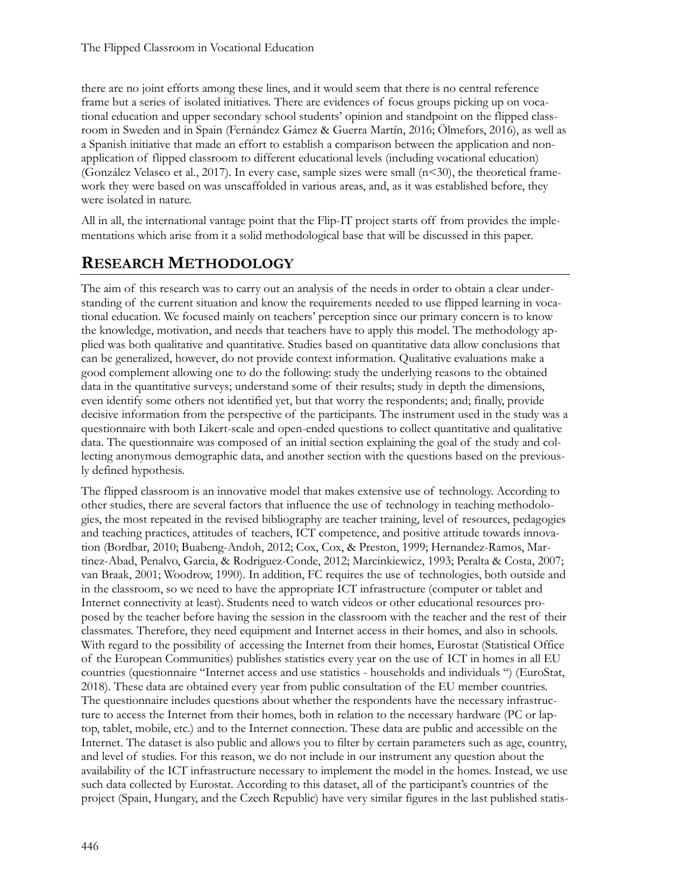there are no joint efforts among these lines, and it would seem that there is no central reference frame but a series of isolated initiatives. There are evidences of focus groups picking up on vocational education and upper secondary school students' opinion and standpoint on the flipped classroom in Sweden and in Spain (Fernández Gámez & Guerra Martín, 2016; Ölmefors, 2016), as well as a Spanish initiative that made an effort to establish a comparison between the application and non-application of flipped classroom to different educational levels (including vocational education) (González Velasco et al., 2017). In every case, sample sizes were small ($n<30$), the theoretical framework they were based on was unscaffolded in various areas, and, as it was established before, they were isolated in nature.

All in all, the international vantage point that the Flip-IT project starts off from provides the implementations which arise from it a solid methodological base that will be discussed in this paper.

## RESEARCH METHODOLOGY

The aim of this research was to carry out an analysis of the needs in order to obtain a clear understanding of the current situation and know the requirements needed to use flipped learning in vocational education. We focused mainly on teachers' perception since our primary concern is to know the knowledge, motivation, and needs that teachers have to apply this model. The methodology applied was both qualitative and quantitative. Studies based on quantitative data allow conclusions that can be generalized, however, do not provide context information. Qualitative evaluations make a good complement allowing one to do the following: study the underlying reasons to the obtained data in the quantitative surveys; understand some of their results; study in depth the dimensions, even identify some others not identified yet, but that worry the respondents; and; finally, provide decisive information from the perspective of the participants. The instrument used in the study was a questionnaire with both Likert-scale and open-ended questions to collect quantitative and qualitative data. The questionnaire was composed of an initial section explaining the goal of the study and collecting anonymous demographic data, and another section with the questions based on the previously defined hypothesis.

The flipped classroom is an innovative model that makes extensive use of technology. According to other studies, there are several factors that influence the use of technology in teaching methodologies, the most repeated in the revised bibliography are teacher training, level of resources, pedagogies and teaching practices, attitudes of teachers, ICT competence, and positive attitude towards innovation (Bordbar, 2010; Buabeng-Andoh, 2012; Cox, Cox, & Preston, 1999; Hernandez-Ramos, Martinez-Abad, Penalvo, Garcia, & Rodriguez-Conde, 2012; Marcinkiewicz, 1993; Peralta & Costa, 2007; van Braak, 2001; Woodrow, 1990). In addition, FC requires the use of technologies, both outside and in the classroom, so we need to have the appropriate ICT infrastructure (computer or tablet and Internet connectivity at least). Students need to watch videos or other educational resources proposed by the teacher before having the session in the classroom with the teacher and the rest of their classmates. Therefore, they need equipment and Internet access in their homes, and also in schools. With regard to the possibility of accessing the Internet from their homes, Eurostat (Statistical Office of the European Communities) publishes statistics every year on the use of ICT in homes in all EU countries (questionnaire "Internet access and use statistics - households and individuals ") (EuroStat, 2018). These data are obtained every year from public consultation of the EU member countries. The questionnaire includes questions about whether the respondents have the necessary infrastructure to access the Internet from their homes, both in relation to the necessary hardware (PC or laptop, tablet, mobile, etc.) and to the Internet connection. These data are public and accessible on the Internet. The dataset is also public and allows you to filter by certain parameters such as age, country, and level of studies. For this reason, we do not include in our instrument any question about the availability of the ICT infrastructure necessary to implement the model in the homes. Instead, we use such data collected by Eurostat. According to this dataset, all of the participant's countries of the project (Spain, Hungary, and the Czech Republic) have very similar figures in the last published statis-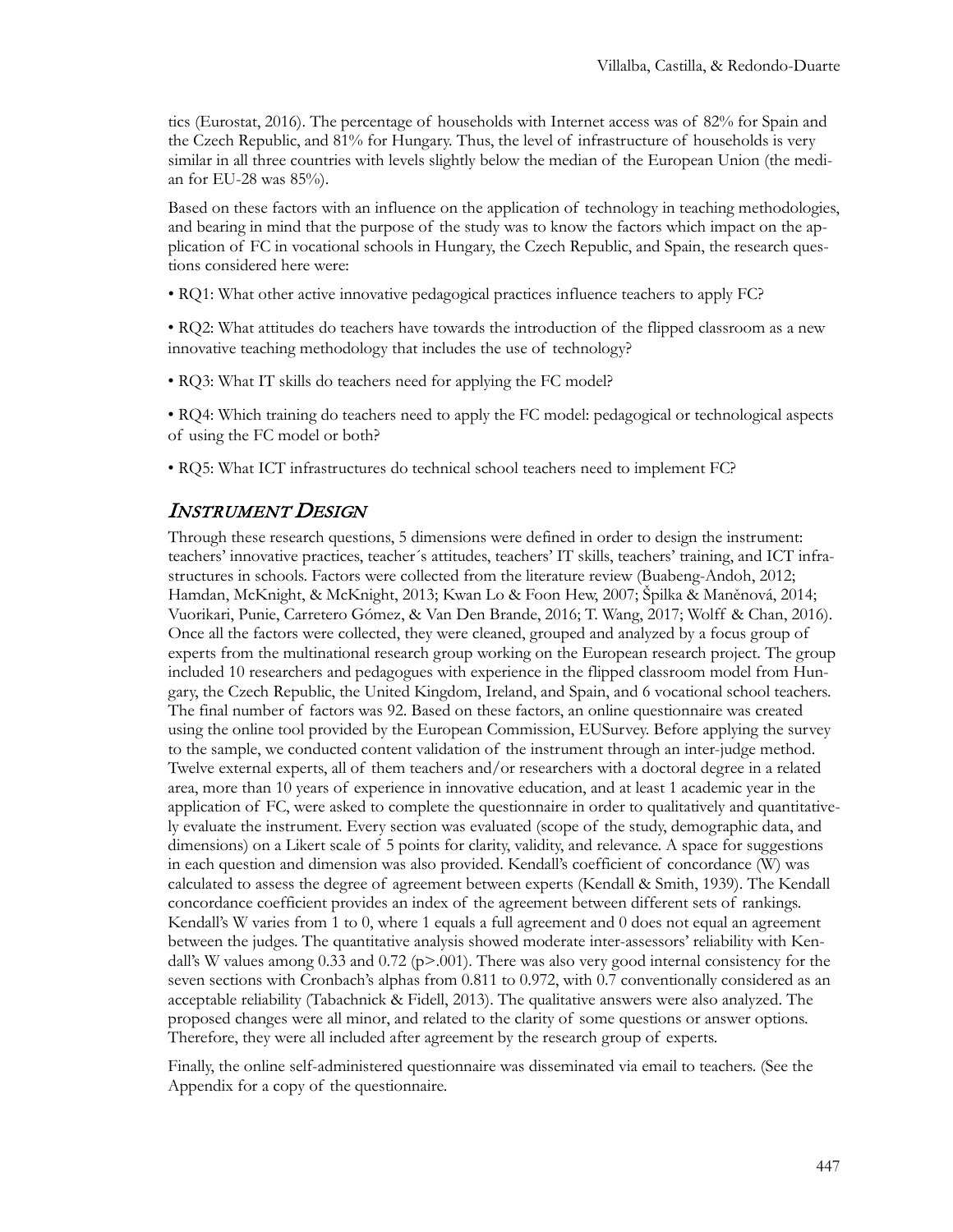tics (Eurostat, 2016). The percentage of households with Internet access was of 82% for Spain and the Czech Republic, and 81% for Hungary. Thus, the level of infrastructure of households is very similar in all three countries with levels slightly below the median of the European Union (the median for EU-28 was 85%).

Based on these factors with an influence on the application of technology in teaching methodologies, and bearing in mind that the purpose of the study was to know the factors which impact on the application of FC in vocational schools in Hungary, the Czech Republic, and Spain, the research questions considered here were:

- RQ1: What other active innovative pedagogical practices influence teachers to apply FC?
- RQ2: What attitudes do teachers have towards the introduction of the flipped classroom as a new innovative teaching methodology that includes the use of technology?
- RQ3: What IT skills do teachers need for applying the FC model?
- RQ4: Which training do teachers need to apply the FC model: pedagogical or technological aspects of using the FC model or both?
- RQ5: What ICT infrastructures do technical school teachers need to implement FC?

## *Instrument Design*

Through these research questions, 5 dimensions were defined in order to design the instrument: teachers' innovative practices, teacher´s attitudes, teachers' IT skills, teachers' training, and ICT infrastructures in schools. Factors were collected from the literature review (Buabeng-Andoh, 2012; Hamdan, McKnight, & McKnight, 2013; Kwan Lo & Foon Hew, 2007; Špilka & Maněnová, 2014; Vuorikari, Punie, Carretero Gómez, & Van Den Brande, 2016; T. Wang, 2017; Wolff & Chan, 2016). Once all the factors were collected, they were cleaned, grouped and analyzed by a focus group of experts from the multinational research group working on the European research project. The group included 10 researchers and pedagogues with experience in the flipped classroom model from Hungary, the Czech Republic, the United Kingdom, Ireland, and Spain, and 6 vocational school teachers. The final number of factors was 92. Based on these factors, an online questionnaire was created using the online tool provided by the European Commission, EUSurvey. Before applying the survey to the sample, we conducted content validation of the instrument through an inter-judge method. Twelve external experts, all of them teachers and/or researchers with a doctoral degree in a related area, more than 10 years of experience in innovative education, and at least 1 academic year in the application of FC, were asked to complete the questionnaire in order to qualitatively and quantitatively evaluate the instrument. Every section was evaluated (scope of the study, demographic data, and dimensions) on a Likert scale of 5 points for clarity, validity, and relevance. A space for suggestions in each question and dimension was also provided. Kendall's coefficient of concordance (W) was calculated to assess the degree of agreement between experts (Kendall & Smith, 1939). The Kendall concordance coefficient provides an index of the agreement between different sets of rankings. Kendall's W varies from 1 to 0, where 1 equals a full agreement and 0 does not equal an agreement between the judges. The quantitative analysis showed moderate inter-assessors' reliability with Kendall's W values among 0.33 and 0.72 ($p > .001$). There was also very good internal consistency for the seven sections with Cronbach's alphas from 0.811 to 0.972, with 0.7 conventionally considered as an acceptable reliability (Tabachnick & Fidell, 2013). The qualitative answers were also analyzed. The proposed changes were all minor, and related to the clarity of some questions or answer options. Therefore, they were all included after agreement by the research group of experts.

Finally, the online self-administered questionnaire was disseminated via email to teachers. (See the Appendix for a copy of the questionnaire.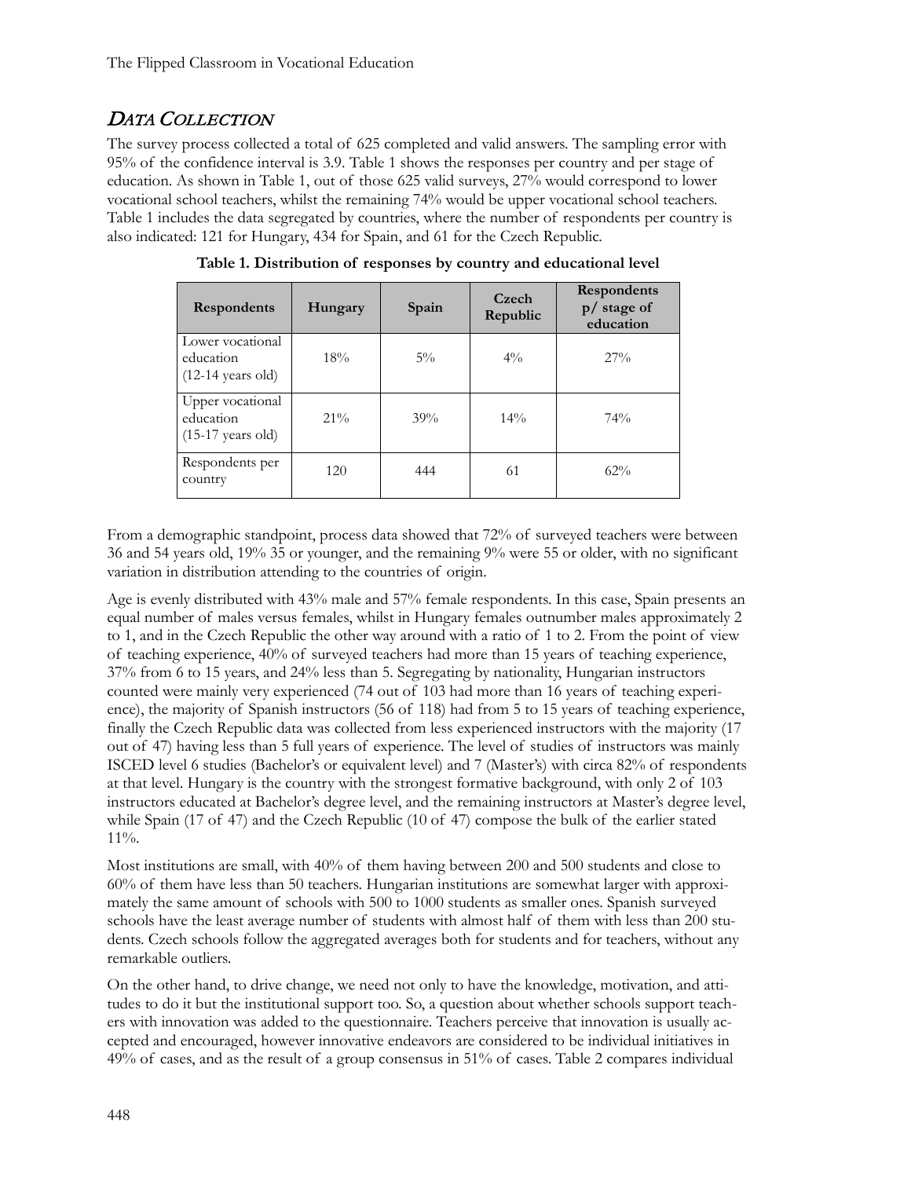## DATA COLLECTION

The survey process collected a total of 625 completed and valid answers. The sampling error with 95% of the confidence interval is 3.9. Table 1 shows the responses per country and per stage of education. As shown in Table 1, out of those 625 valid surveys, 27% would correspond to lower vocational school teachers, whilst the remaining 74% would be upper vocational school teachers. Table 1 includes the data segregated by countries, where the number of respondents per country is also indicated: 121 for Hungary, 434 for Spain, and 61 for the Czech Republic.

**Table 1. Distribution of responses by country and educational level**

| Respondents | Hungary | Spain | Czech Republic | Respondents p/ stage of education |
|---|---|---|---|---|
| Lower vocational education (12-14 years old) | 18% | 5% | 4% | 27% |
| Upper vocational education (15-17 years old) | 21% | 39% | 14% | 74% |
| Respondents per country | 120 | 444 | 61 | 62% |

From a demographic standpoint, process data showed that 72% of surveyed teachers were between 36 and 54 years old, 19% 35 or younger, and the remaining 9% were 55 or older, with no significant variation in distribution attending to the countries of origin.

Age is evenly distributed with 43% male and 57% female respondents. In this case, Spain presents an equal number of males versus females, whilst in Hungary females outnumber males approximately 2 to 1, and in the Czech Republic the other way around with a ratio of 1 to 2. From the point of view of teaching experience, 40% of surveyed teachers had more than 15 years of teaching experience, 37% from 6 to 15 years, and 24% less than 5. Segregating by nationality, Hungarian instructors counted were mainly very experienced (74 out of 103 had more than 16 years of teaching experience), the majority of Spanish instructors (56 of 118) had from 5 to 15 years of teaching experience, finally the Czech Republic data was collected from less experienced instructors with the majority (17 out of 47) having less than 5 full years of experience. The level of studies of instructors was mainly ISCED level 6 studies (Bachelor's or equivalent level) and 7 (Master's) with circa 82% of respondents at that level. Hungary is the country with the strongest formative background, with only 2 of 103 instructors educated at Bachelor's degree level, and the remaining instructors at Master's degree level, while Spain (17 of 47) and the Czech Republic (10 of 47) compose the bulk of the earlier stated 11%.

Most institutions are small, with 40% of them having between 200 and 500 students and close to 60% of them have less than 50 teachers. Hungarian institutions are somewhat larger with approximately the same amount of schools with 500 to 1000 students as smaller ones. Spanish surveyed schools have the least average number of students with almost half of them with less than 200 students. Czech schools follow the aggregated averages both for students and for teachers, without any remarkable outliers.

On the other hand, to drive change, we need not only to have the knowledge, motivation, and attitudes to do it but the institutional support too. So, a question about whether schools support teachers with innovation was added to the questionnaire. Teachers perceive that innovation is usually accepted and encouraged, however innovative endeavors are considered to be individual initiatives in 49% of cases, and as the result of a group consensus in 51% of cases. Table 2 compares individual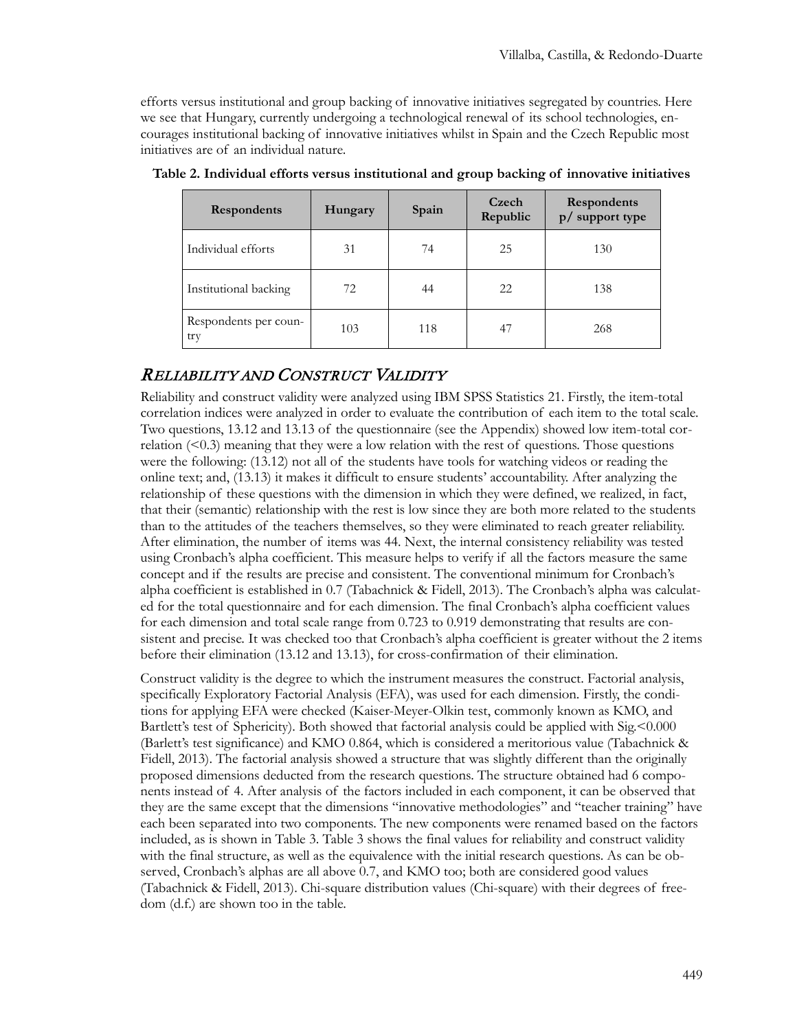efforts versus institutional and group backing of innovative initiatives segregated by countries. Here we see that Hungary, currently undergoing a technological renewal of its school technologies, encourages institutional backing of innovative initiatives whilst in Spain and the Czech Republic most initiatives are of an individual nature.

**Table 2. Individual efforts versus institutional and group backing of innovative initiatives**

| Respondents | Hungary | Spain | Czech Republic | Respondents p/ support type |
|---|---|---|---|---|
| Individual efforts | 31 | 74 | 25 | 130 |
| Institutional backing | 72 | 44 | 22 | 138 |
| Respondents per country | 103 | 118 | 47 | 268 |

## *Reliability and Construct Validity*

Reliability and construct validity were analyzed using IBM SPSS Statistics 21. Firstly, the item-total correlation indices were analyzed in order to evaluate the contribution of each item to the total scale. Two questions, 13.12 and 13.13 of the questionnaire (see the Appendix) showed low item-total correlation ($<0.3$) meaning that they were a low relation with the rest of questions. Those questions were the following: (13.12) not all of the students have tools for watching videos or reading the online text; and, (13.13) it makes it difficult to ensure students' accountability. After analyzing the relationship of these questions with the dimension in which they were defined, we realized, in fact, that their (semantic) relationship with the rest is low since they are both more related to the students than to the attitudes of the teachers themselves, so they were eliminated to reach greater reliability. After elimination, the number of items was 44. Next, the internal consistency reliability was tested using Cronbach's alpha coefficient. This measure helps to verify if all the factors measure the same concept and if the results are precise and consistent. The conventional minimum for Cronbach's alpha coefficient is established in 0.7 (Tabachnick & Fidell, 2013). The Cronbach's alpha was calculated for the total questionnaire and for each dimension. The final Cronbach's alpha coefficient values for each dimension and total scale range from 0.723 to 0.919 demonstrating that results are consistent and precise. It was checked too that Cronbach's alpha coefficient is greater without the 2 items before their elimination (13.12 and 13.13), for cross-confirmation of their elimination.

Construct validity is the degree to which the instrument measures the construct. Factorial analysis, specifically Exploratory Factorial Analysis (EFA), was used for each dimension. Firstly, the conditions for applying EFA were checked (Kaiser-Meyer-Olkin test, commonly known as KMO, and Bartlett's test of Sphericity). Both showed that factorial analysis could be applied with Sig.$<0.000$ (Barlett's test significance) and KMO 0.864, which is considered a meritorious value (Tabachnick & Fidell, 2013). The factorial analysis showed a structure that was slightly different than the originally proposed dimensions deducted from the research questions. The structure obtained had 6 components instead of 4. After analysis of the factors included in each component, it can be observed that they are the same except that the dimensions "innovative methodologies" and "teacher training" have each been separated into two components. The new components were renamed based on the factors included, as is shown in Table 3. Table 3 shows the final values for reliability and construct validity with the final structure, as well as the equivalence with the initial research questions. As can be observed, Cronbach's alphas are all above 0.7, and KMO too; both are considered good values (Tabachnick & Fidell, 2013). Chi-square distribution values (Chi-square) with their degrees of freedom (d.f.) are shown too in the table.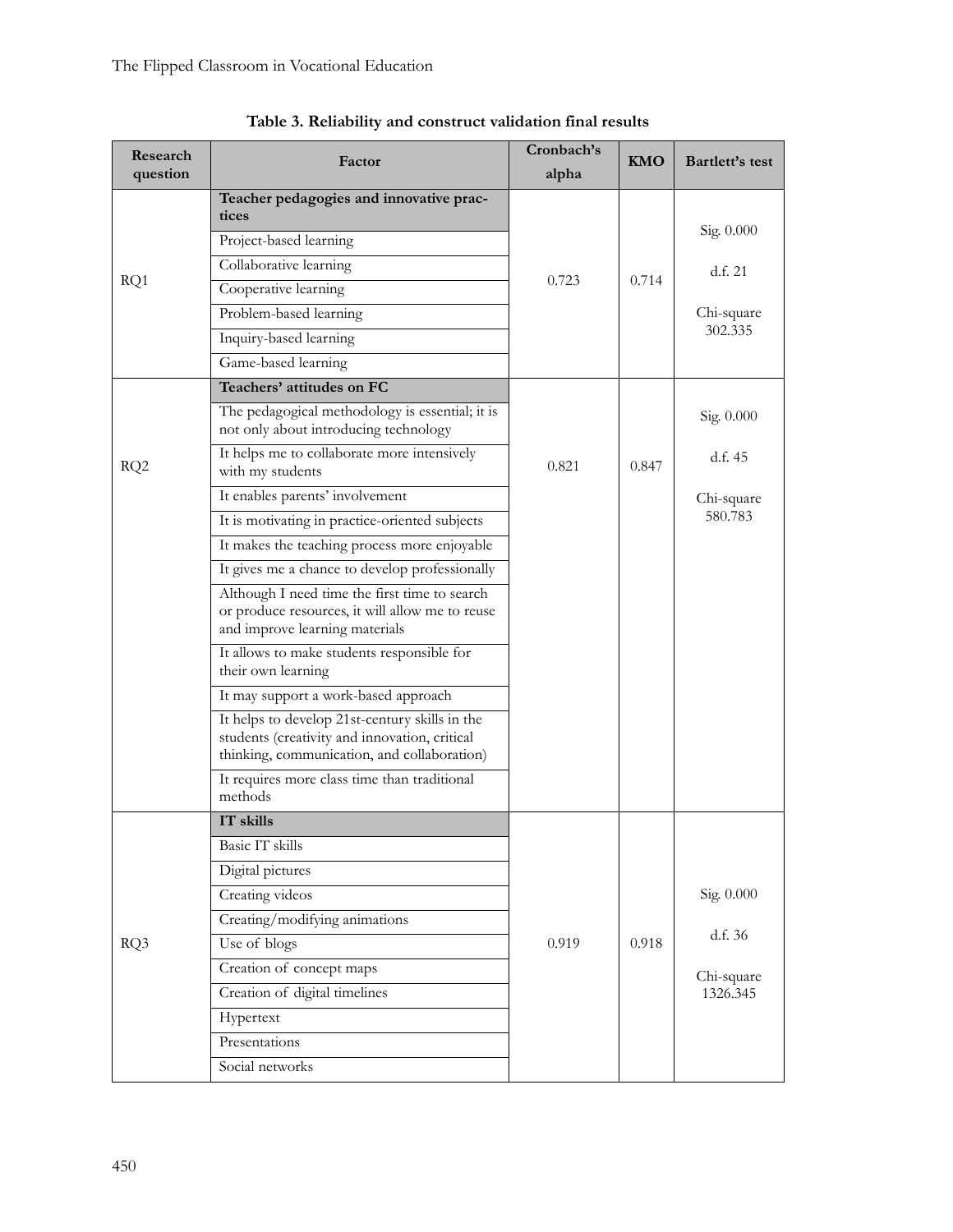**Table 3. Reliability and construct validation final results**

| Research question | Factor | Cronbach's alpha | KMO | Bartlett's test |
|---|---|---|---|---|
| RQ1 | **Teacher pedagogies and innovative practices** | 0.723 | 0.714 | Sig. 0.000<br>d.f. 21<br>Chi-square 302.335 |
| | Project-based learning | | | |
| | Collaborative learning | | | |
| | Cooperative learning | | | |
| | Problem-based learning | | | |
| | Inquiry-based learning | | | |
| | Game-based learning | | | |
| RQ2 | **Teachers' attitudes on FC** | 0.821 | 0.847 | Sig. 0.000<br>d.f. 45<br>Chi-square 580.783 |
| | The pedagogical methodology is essential; it is not only about introducing technology | | | |
| | It helps me to collaborate more intensively with my students | | | |
| | It enables parents' involvement | | | |
| | It is motivating in practice-oriented subjects | | | |
| | It makes the teaching process more enjoyable | | | |
| | It gives me a chance to develop professionally | | | |
| | Although I need time the first time to search or produce resources, it will allow me to reuse and improve learning materials | | | |
| | It allows to make students responsible for their own learning | | | |
| | It may support a work-based approach | | | |
| | It helps to develop 21st-century skills in the students (creativity and innovation, critical thinking, communication, and collaboration) | | | |
| | It requires more class time than traditional methods | | | |
| RQ3 | **IT skills** | 0.919 | 0.918 | Sig. 0.000<br>d.f. 36<br>Chi-square 1326.345 |
| | Basic IT skills | | | |
| | Digital pictures | | | |
| | Creating videos | | | |
| | Creating/modifying animations | | | |
| | Use of blogs | | | |
| | Creation of concept maps | | | |
| | Creation of digital timelines | | | |
| | Hypertext | | | |
| | Presentations | | | |
| | Social networks | | | |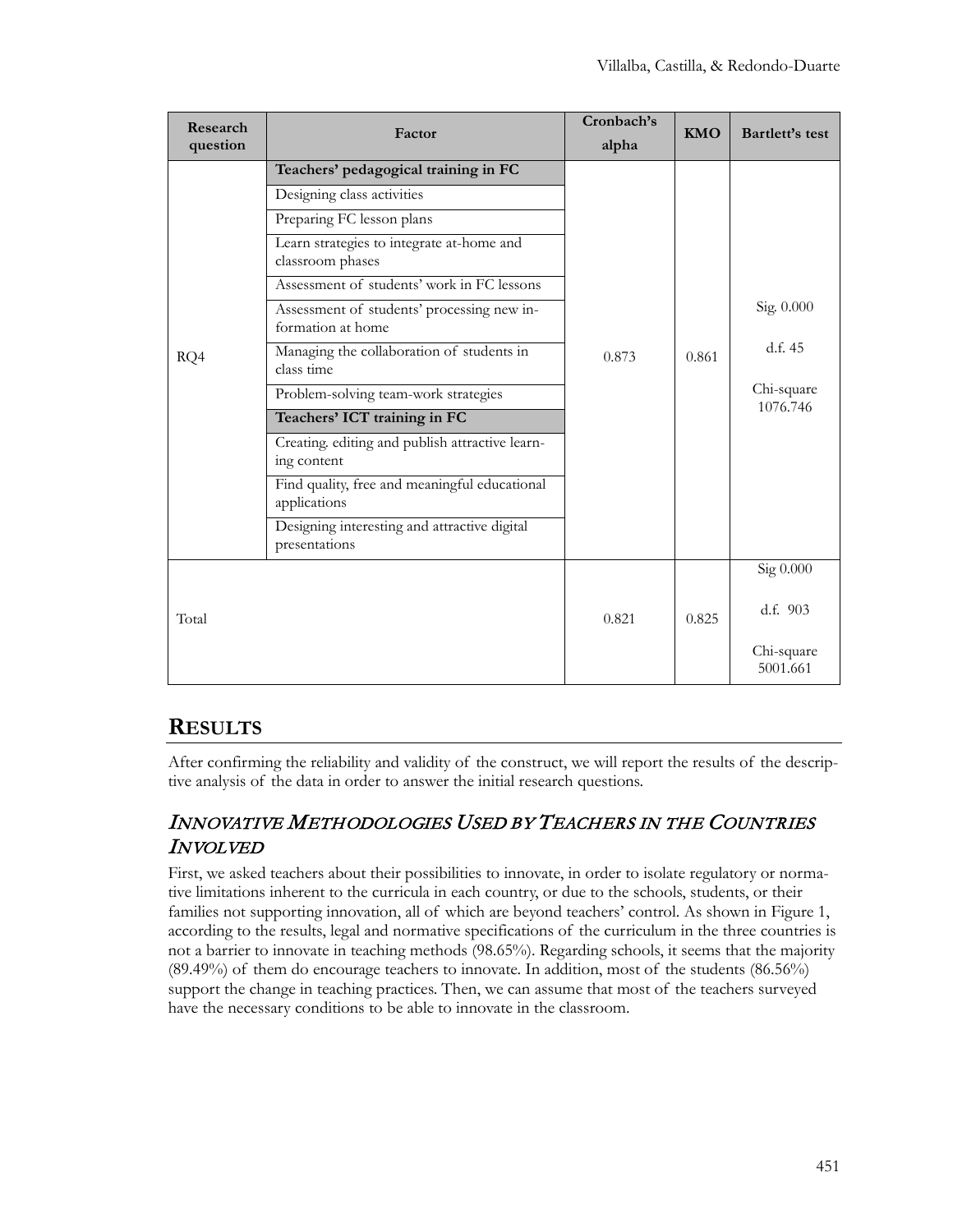| Research question | Factor | Cronbach's alpha | KMO | Bartlett's test |
|---|---|---|---|---|
| RQ4 | **Teachers' pedagogical training in FC** | 0.873 | 0.861 | Sig. 0.000<br>d.f. 45<br>Chi-square 1076.746 |
| | Designing class activities | | | |
| | Preparing FC lesson plans | | | |
| | Learn strategies to integrate at-home and classroom phases | | | |
| | Assessment of students' work in FC lessons | | | |
| | Assessment of students' processing new information at home | | | |
| | Managing the collaboration of students in class time | | | |
| | Problem-solving team-work strategies | | | |
| | **Teachers' ICT training in FC** | | | |
| | Creating. editing and publish attractive learning content | | | |
| | Find quality, free and meaningful educational applications | | | |
| | Designing interesting and attractive digital presentations | | | |
| Total | | 0.821 | 0.825 | Sig 0.000<br>d.f. 903<br>Chi-square 5001.661 |

# RESULTS

After confirming the reliability and validity of the construct, we will report the results of the descriptive analysis of the data in order to answer the initial research questions.

## *INNOVATIVE METHODOLOGIES USED BY TEACHERS IN THE COUNTRIES INVOLVED*

First, we asked teachers about their possibilities to innovate, in order to isolate regulatory or normative limitations inherent to the curricula in each country, or due to the schools, students, or their families not supporting innovation, all of which are beyond teachers' control. As shown in Figure 1, according to the results, legal and normative specifications of the curriculum in the three countries is not a barrier to innovate in teaching methods (98.65%). Regarding schools, it seems that the majority (89.49%) of them do encourage teachers to innovate. In addition, most of the students (86.56%) support the change in teaching practices. Then, we can assume that most of the teachers surveyed have the necessary conditions to be able to innovate in the classroom.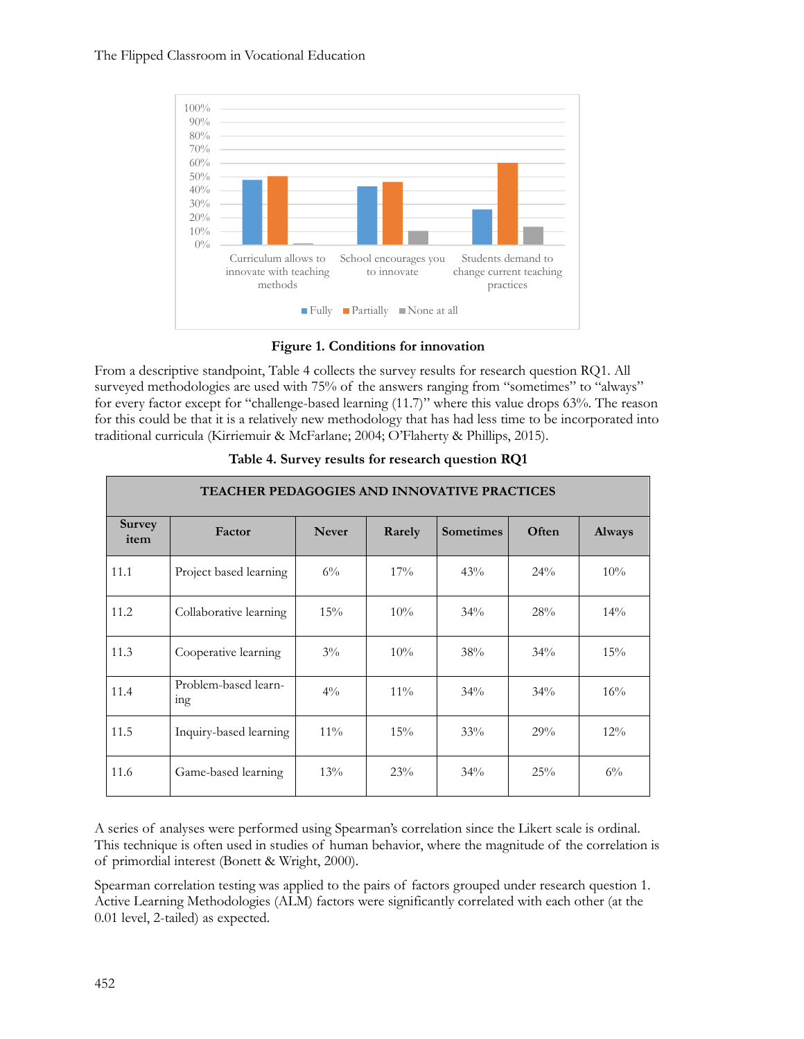**Figure 1. Conditions for innovation**

From a descriptive standpoint, Table 4 collects the survey results for research question RQ1. All surveyed methodologies are used with 75% of the answers ranging from "sometimes" to "always" for every factor except for "challenge-based learning (11.7)" where this value drops 63%. The reason for this could be that it is a relatively new methodology that has had less time to be incorporated into traditional curricula (Kirriemuir & McFarlane; 2004; O'Flaherty & Phillips, 2015).

**Table 4. Survey results for research question RQ1**

| TEACHER PEDAGOGIES AND INNOVATIVE PRACTICES | | | | | | |
|---|---|---|---|---|---|---|
| **Survey item** | **Factor** | **Never** | **Rarely** | **Sometimes** | **Often** | **Always** |
| 11.1 | Project based learning | 6% | 17% | 43% | 24% | 10% |
| 11.2 | Collaborative learning | 15% | 10% | 34% | 28% | 14% |
| 11.3 | Cooperative learning | 3% | 10% | 38% | 34% | 15% |
| 11.4 | Problem-based learning | 4% | 11% | 34% | 34% | 16% |
| 11.5 | Inquiry-based learning | 11% | 15% | 33% | 29% | 12% |
| 11.6 | Game-based learning | 13% | 23% | 34% | 25% | 6% |

A series of analyses were performed using Spearman's correlation since the Likert scale is ordinal. This technique is often used in studies of human behavior, where the magnitude of the correlation is of primordial interest (Bonett & Wright, 2000).

Spearman correlation testing was applied to the pairs of factors grouped under research question 1. Active Learning Methodologies (ALM) factors were significantly correlated with each other (at the 0.01 level, 2-tailed) as expected.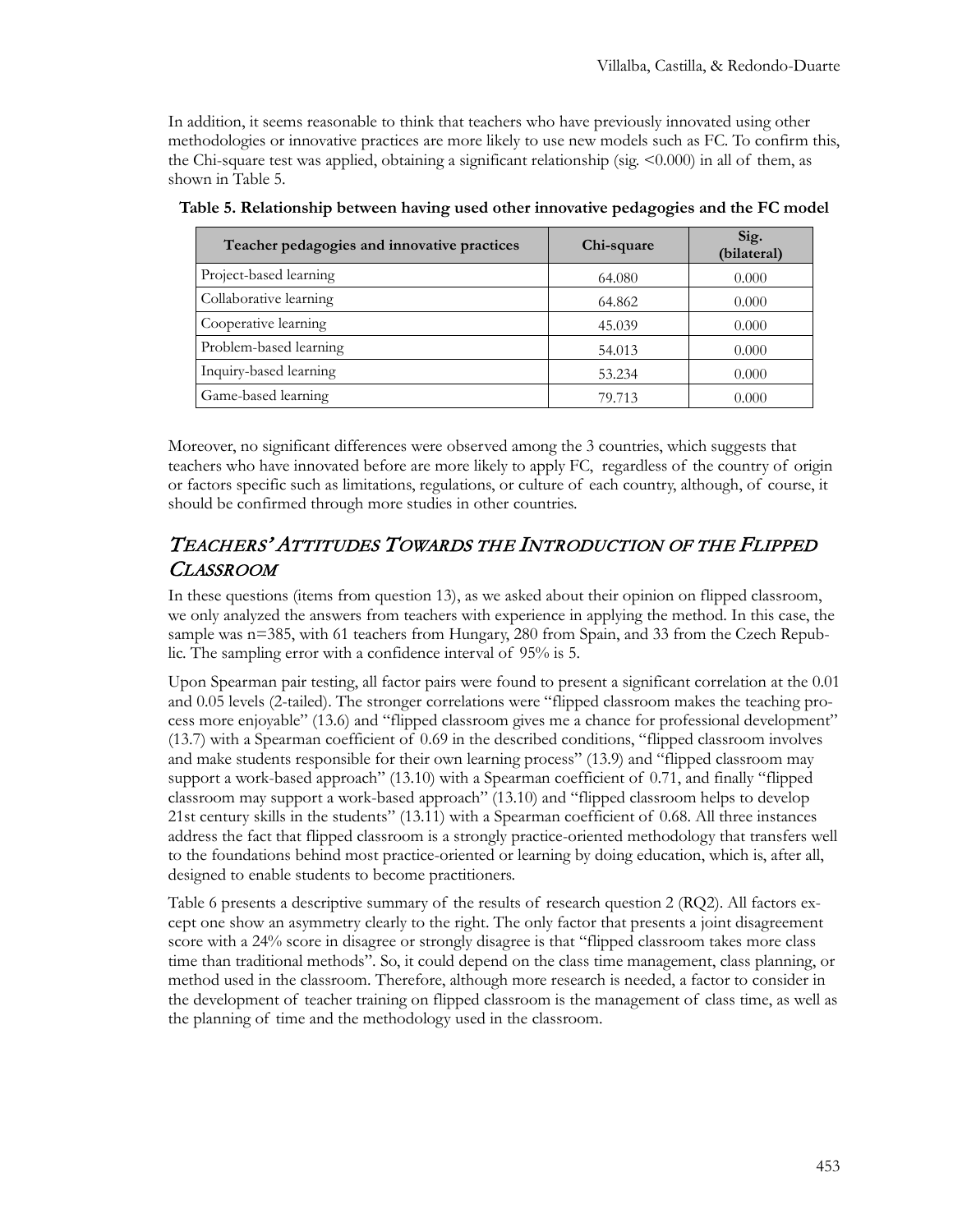In addition, it seems reasonable to think that teachers who have previously innovated using other methodologies or innovative practices are more likely to use new models such as FC. To confirm this, the Chi-square test was applied, obtaining a significant relationship (sig. <0.000) in all of them, as shown in Table 5.

**Table 5. Relationship between having used other innovative pedagogies and the FC model**

| Teacher pedagogies and innovative practices | Chi-square | Sig. (bilateral) |
|---|---|---|
| Project-based learning | 64.080 | 0.000 |
| Collaborative learning | 64.862 | 0.000 |
| Cooperative learning | 45.039 | 0.000 |
| Problem-based learning | 54.013 | 0.000 |
| Inquiry-based learning | 53.234 | 0.000 |
| Game-based learning | 79.713 | 0.000 |

Moreover, no significant differences were observed among the 3 countries, which suggests that teachers who have innovated before are more likely to apply FC, regardless of the country of origin or factors specific such as limitations, regulations, or culture of each country, although, of course, it should be confirmed through more studies in other countries.

## *Teachers' Attitudes Towards the Introduction of the Flipped Classroom*

In these questions (items from question 13), as we asked about their opinion on flipped classroom, we only analyzed the answers from teachers with experience in applying the method. In this case, the sample was n=385, with 61 teachers from Hungary, 280 from Spain, and 33 from the Czech Republic. The sampling error with a confidence interval of 95% is 5.

Upon Spearman pair testing, all factor pairs were found to present a significant correlation at the 0.01 and 0.05 levels (2-tailed). The stronger correlations were "flipped classroom makes the teaching process more enjoyable" (13.6) and "flipped classroom gives me a chance for professional development" (13.7) with a Spearman coefficient of 0.69 in the described conditions, "flipped classroom involves and make students responsible for their own learning process" (13.9) and "flipped classroom may support a work-based approach" (13.10) with a Spearman coefficient of 0.71, and finally "flipped classroom may support a work-based approach" (13.10) and "flipped classroom helps to develop 21st century skills in the students" (13.11) with a Spearman coefficient of 0.68. All three instances address the fact that flipped classroom is a strongly practice-oriented methodology that transfers well to the foundations behind most practice-oriented or learning by doing education, which is, after all, designed to enable students to become practitioners.

Table 6 presents a descriptive summary of the results of research question 2 (RQ2). All factors except one show an asymmetry clearly to the right. The only factor that presents a joint disagreement score with a 24% score in disagree or strongly disagree is that "flipped classroom takes more class time than traditional methods". So, it could depend on the class time management, class planning, or method used in the classroom. Therefore, although more research is needed, a factor to consider in the development of teacher training on flipped classroom is the management of class time, as well as the planning of time and the methodology used in the classroom.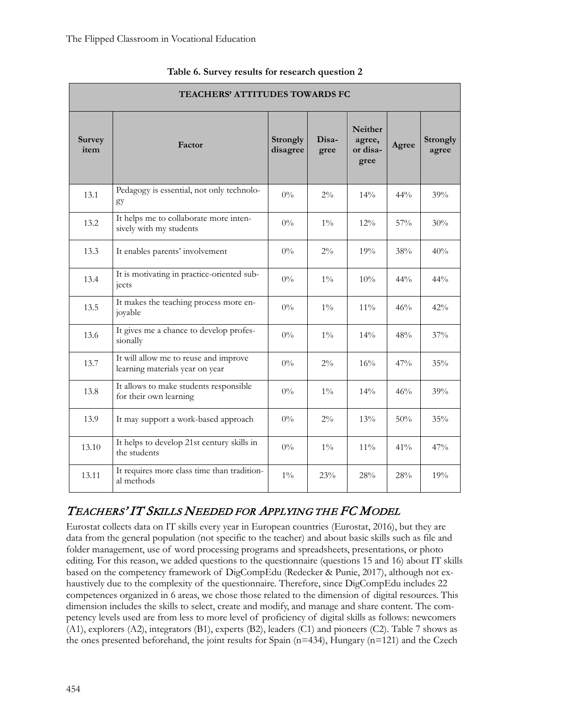**Table 6. Survey results for research question 2**

| TEACHERS' ATTITUDES TOWARDS FC | | | | | | |
|---|---|---|---|---|---|---|
| **Survey item** | **Factor** | **Strongly disagree** | **Disagree** | **Neither agree, or disagree** | **Agree** | **Strongly agree** |
| 13.1 | Pedagogy is essential, not only technology | 0% | 2% | 14% | 44% | 39% |
| 13.2 | It helps me to collaborate more intensively with my students | 0% | 1% | 12% | 57% | 30% |
| 13.3 | It enables parents' involvement | 0% | 2% | 19% | 38% | 40% |
| 13.4 | It is motivating in practice-oriented subjects | 0% | 1% | 10% | 44% | 44% |
| 13.5 | It makes the teaching process more enjoyable | 0% | 1% | 11% | 46% | 42% |
| 13.6 | It gives me a chance to develop professionally | 0% | 1% | 14% | 48% | 37% |
| 13.7 | It will allow me to reuse and improve learning materials year on year | 0% | 2% | 16% | 47% | 35% |
| 13.8 | It allows to make students responsible for their own learning | 0% | 1% | 14% | 46% | 39% |
| 13.9 | It may support a work-based approach | 0% | 2% | 13% | 50% | 35% |
| 13.10 | It helps to develop 21st century skills in the students | 0% | 1% | 11% | 41% | 47% |
| 13.11 | It requires more class time than traditional methods | 1% | 23% | 28% | 28% | 19% |

## *Teachers' IT Skills Needed for Applying the FC Model*

Eurostat collects data on IT skills every year in European countries (Eurostat, 2016), but they are data from the general population (not specific to the teacher) and about basic skills such as file and folder management, use of word processing programs and spreadsheets, presentations, or photo editing. For this reason, we added questions to the questionnaire (questions 15 and 16) about IT skills based on the competency framework of DigCompEdu (Redecker & Punie, 2017), although not exhaustively due to the complexity of the questionnaire. Therefore, since DigCompEdu includes 22 competences organized in 6 areas, we chose those related to the dimension of digital resources. This dimension includes the skills to select, create and modify, and manage and share content. The competency levels used are from less to more level of proficiency of digital skills as follows: newcomers (A1), explorers (A2), integrators (B1), experts (B2), leaders (C1) and pioneers (C2). Table 7 shows as the ones presented beforehand, the joint results for Spain (n=434), Hungary (n=121) and the Czech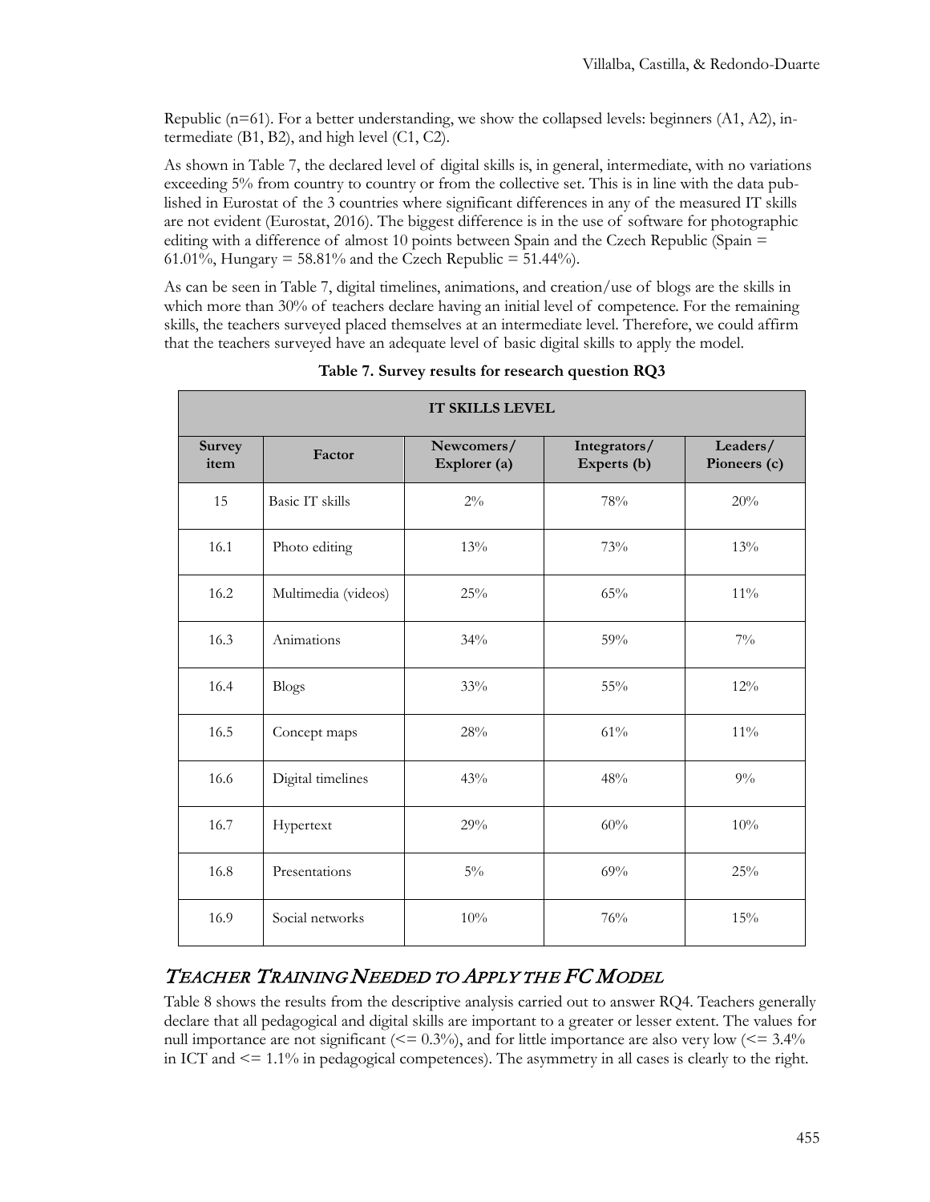Republic (n=61). For a better understanding, we show the collapsed levels: beginners (A1, A2), intermediate (B1, B2), and high level (C1, C2).

As shown in Table 7, the declared level of digital skills is, in general, intermediate, with no variations exceeding 5% from country to country or from the collective set. This is in line with the data published in Eurostat of the 3 countries where significant differences in any of the measured IT skills are not evident (Eurostat, 2016). The biggest difference is in the use of software for photographic editing with a difference of almost 10 points between Spain and the Czech Republic (Spain = 61.01%, Hungary = 58.81% and the Czech Republic = 51.44%).

As can be seen in Table 7, digital timelines, animations, and creation/use of blogs are the skills in which more than 30% of teachers declare having an initial level of competence. For the remaining skills, the teachers surveyed placed themselves at an intermediate level. Therefore, we could affirm that the teachers surveyed have an adequate level of basic digital skills to apply the model.

**Table 7. Survey results for research question RQ3**

| IT SKILLS LEVEL | | | | |
|---|---|---|---|---|
| **Survey item** | **Factor** | **Newcomers/ Explorer (a)** | **Integrators/ Experts (b)** | **Leaders/ Pioneers (c)** |
| 15 | Basic IT skills | 2% | 78% | 20% |
| 16.1 | Photo editing | 13% | 73% | 13% |
| 16.2 | Multimedia (videos) | 25% | 65% | 11% |
| 16.3 | Animations | 34% | 59% | 7% |
| 16.4 | Blogs | 33% | 55% | 12% |
| 16.5 | Concept maps | 28% | 61% | 11% |
| 16.6 | Digital timelines | 43% | 48% | 9% |
| 16.7 | Hypertext | 29% | 60% | 10% |
| 16.8 | Presentations | 5% | 69% | 25% |
| 16.9 | Social networks | 10% | 76% | 15% |

## *Teacher Training Needed to Apply the FC Model*

Table 8 shows the results from the descriptive analysis carried out to answer RQ4. Teachers generally declare that all pedagogical and digital skills are important to a greater or lesser extent. The values for null importance are not significant (<= 0.3%), and for little importance are also very low (<= 3.4% in ICT and <= 1.1% in pedagogical competences). The asymmetry in all cases is clearly to the right.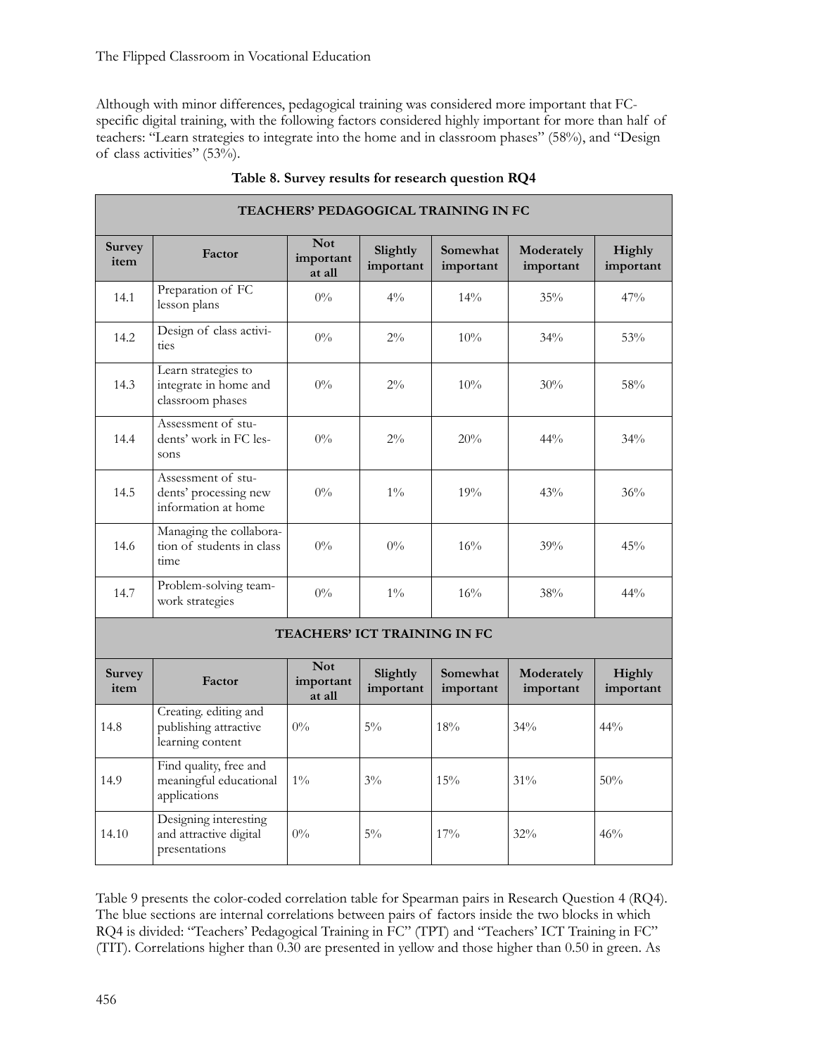Although with minor differences, pedagogical training was considered more important that FC-specific digital training, with the following factors considered highly important for more than half of teachers: "Learn strategies to integrate into the home and in classroom phases" (58%), and "Design of class activities" (53%).

**Table 8. Survey results for research question RQ4**

| **TEACHERS' PEDAGOGICAL TRAINING IN FC** | | | | | | |
|---|---|---|---|---|---|---|
| **Survey item** | **Factor** | **Not important at all** | **Slightly important** | **Somewhat important** | **Moderately important** | **Highly important** |
| 14.1 | Preparation of FC lesson plans | 0% | 4% | 14% | 35% | 47% |
| 14.2 | Design of class activities | 0% | 2% | 10% | 34% | 53% |
| 14.3 | Learn strategies to integrate in home and classroom phases | 0% | 2% | 10% | 30% | 58% |
| 14.4 | Assessment of students' work in FC lessons | 0% | 2% | 20% | 44% | 34% |
| 14.5 | Assessment of students' processing new information at home | 0% | 1% | 19% | 43% | 36% |
| 14.6 | Managing the collaboration of students in class time | 0% | 0% | 16% | 39% | 45% |
| 14.7 | Problem-solving teamwork strategies | 0% | 1% | 16% | 38% | 44% |
| **TEACHERS' ICT TRAINING IN FC** | | | | | | |
| **Survey item** | **Factor** | **Not important at all** | **Slightly important** | **Somewhat important** | **Moderately important** | **Highly important** |
| 14.8 | Creating. editing and publishing attractive learning content | 0% | 5% | 18% | 34% | 44% |
| 14.9 | Find quality, free and meaningful educational applications | 1% | 3% | 15% | 31% | 50% |
| 14.10 | Designing interesting and attractive digital presentations | 0% | 5% | 17% | 32% | 46% |

Table 9 presents the color-coded correlation table for Spearman pairs in Research Question 4 (RQ4). The blue sections are internal correlations between pairs of factors inside the two blocks in which RQ4 is divided: "Teachers' Pedagogical Training in FC" (TPT) and "Teachers' ICT Training in FC" (TIT). Correlations higher than 0.30 are presented in yellow and those higher than 0.50 in green. As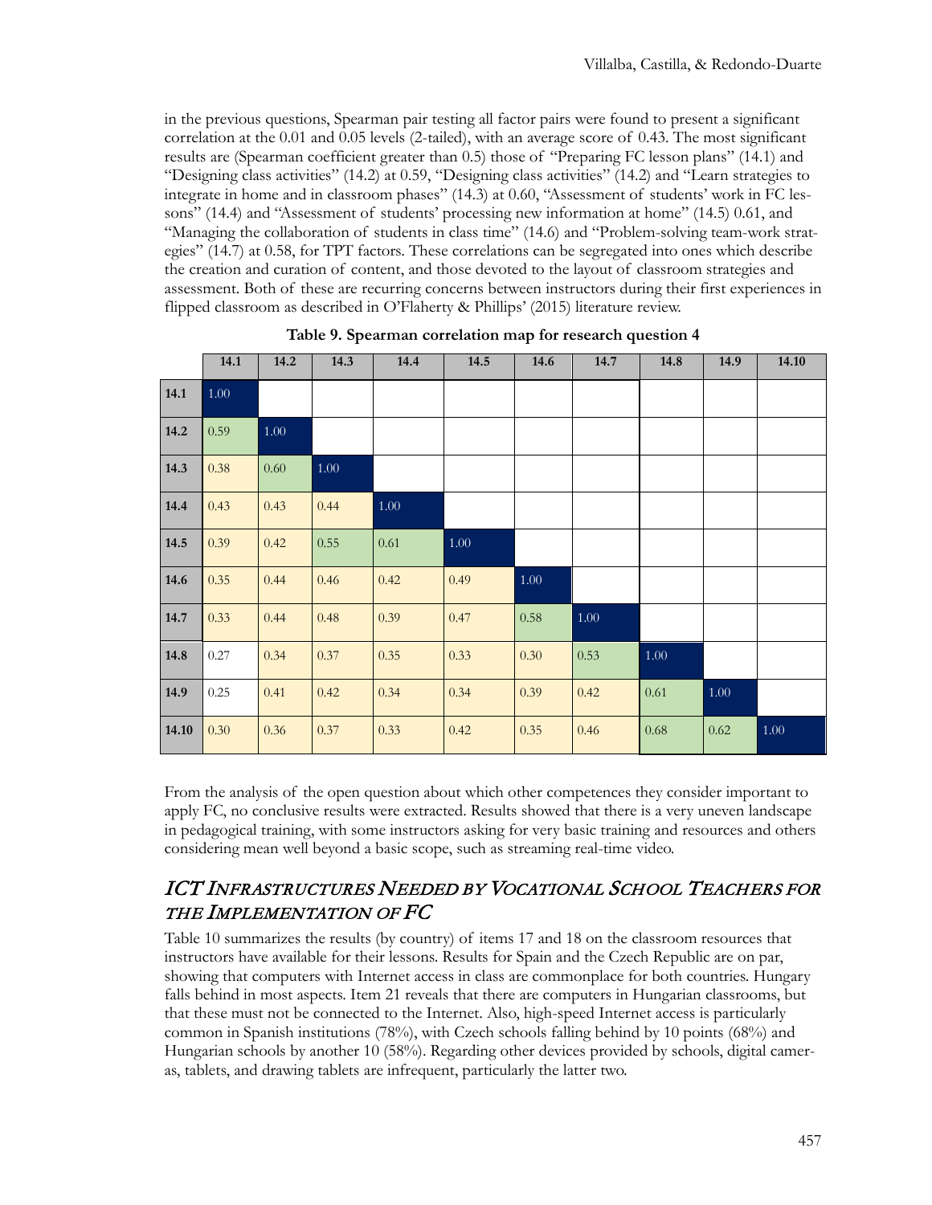in the previous questions, Spearman pair testing all factor pairs were found to present a significant correlation at the 0.01 and 0.05 levels (2-tailed), with an average score of 0.43. The most significant results are (Spearman coefficient greater than 0.5) those of "Preparing FC lesson plans" (14.1) and "Designing class activities" (14.2) at 0.59, "Designing class activities" (14.2) and "Learn strategies to integrate in home and in classroom phases" (14.3) at 0.60, "Assessment of students' work in FC lessons" (14.4) and "Assessment of students' processing new information at home" (14.5) 0.61, and "Managing the collaboration of students in class time" (14.6) and "Problem-solving team-work strategies" (14.7) at 0.58, for TPT factors. These correlations can be segregated into ones which describe the creation and curation of content, and those devoted to the layout of classroom strategies and assessment. Both of these are recurring concerns between instructors during their first experiences in flipped classroom as described in O'Flaherty & Phillips' (2015) literature review.

**Table 9. Spearman correlation map for research question 4**

| | 14.1 | 14.2 | 14.3 | 14.4 | 14.5 | 14.6 | 14.7 | 14.8 | 14.9 | 14.10 |
|---|---|---|---|---|---|---|---|---|---|---|
| **14.1** | 1.00 | | | | | | | | | |
| **14.2** | 0.59 | 1.00 | | | | | | | | |
| **14.3** | 0.38 | 0.60 | 1.00 | | | | | | | |
| **14.4** | 0.43 | 0.43 | 0.44 | 1.00 | | | | | | |
| **14.5** | 0.39 | 0.42 | 0.55 | 0.61 | 1.00 | | | | | |
| **14.6** | 0.35 | 0.44 | 0.46 | 0.42 | 0.49 | 1.00 | | | | |
| **14.7** | 0.33 | 0.44 | 0.48 | 0.39 | 0.47 | 0.58 | 1.00 | | | |
| **14.8** | 0.27 | 0.34 | 0.37 | 0.35 | 0.33 | 0.30 | 0.53 | 1.00 | | |
| **14.9** | 0.25 | 0.41 | 0.42 | 0.34 | 0.34 | 0.39 | 0.42 | 0.61 | 1.00 | |
| **14.10** | 0.30 | 0.36 | 0.37 | 0.33 | 0.42 | 0.35 | 0.46 | 0.68 | 0.62 | 1.00 |

From the analysis of the open question about which other competences they consider important to apply FC, no conclusive results were extracted. Results showed that there is a very uneven landscape in pedagogical training, with some instructors asking for very basic training and resources and others considering mean well beyond a basic scope, such as streaming real-time video.

## *ICT Infrastructures Needed by Vocational School Teachers for the Implementation of FC*

Table 10 summarizes the results (by country) of items 17 and 18 on the classroom resources that instructors have available for their lessons. Results for Spain and the Czech Republic are on par, showing that computers with Internet access in class are commonplace for both countries. Hungary falls behind in most aspects. Item 21 reveals that there are computers in Hungarian classrooms, but that these must not be connected to the Internet. Also, high-speed Internet access is particularly common in Spanish institutions (78%), with Czech schools falling behind by 10 points (68%) and Hungarian schools by another 10 (58%). Regarding other devices provided by schools, digital cameras, tablets, and drawing tablets are infrequent, particularly the latter two.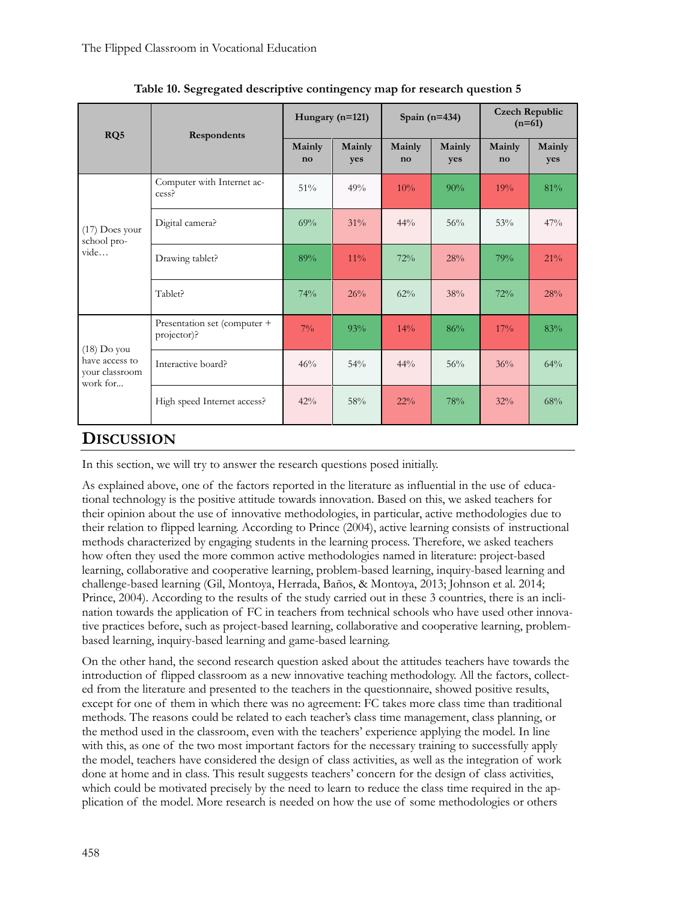**Table 10. Segregated descriptive contingency map for research question 5**

| RQ5 | Respondents | Hungary (n=121) | | Spain (n=434) | | Czech Republic (n=61) | |
|---|---|---|---|---|---|---|---|
| | | Mainly no | Mainly yes | Mainly no | Mainly yes | Mainly no | Mainly yes |
| (17) Does your school provide… | Computer with Internet access? | 51% | 49% | 10% | 90% | 19% | 81% |
| | Digital camera? | 69% | 31% | 44% | 56% | 53% | 47% |
| | Drawing tablet? | 89% | 11% | 72% | 28% | 79% | 21% |
| | Tablet? | 74% | 26% | 62% | 38% | 72% | 28% |
| (18) Do you have access to your classroom work for... | Presentation set (computer + projector)? | 7% | 93% | 14% | 86% | 17% | 83% |
| | Interactive board? | 46% | 54% | 44% | 56% | 36% | 64% |
| | High speed Internet access? | 42% | 58% | 22% | 78% | 32% | 68% |

## DISCUSSION

In this section, we will try to answer the research questions posed initially.

As explained above, one of the factors reported in the literature as influential in the use of educational technology is the positive attitude towards innovation. Based on this, we asked teachers for their opinion about the use of innovative methodologies, in particular, active methodologies due to their relation to flipped learning. According to Prince (2004), active learning consists of instructional methods characterized by engaging students in the learning process. Therefore, we asked teachers how often they used the more common active methodologies named in literature: project-based learning, collaborative and cooperative learning, problem-based learning, inquiry-based learning and challenge-based learning (Gil, Montoya, Herrada, Baños, & Montoya, 2013; Johnson et al. 2014; Prince, 2004). According to the results of the study carried out in these 3 countries, there is an inclination towards the application of FC in teachers from technical schools who have used other innovative practices before, such as project-based learning, collaborative and cooperative learning, problem-based learning, inquiry-based learning and game-based learning.

On the other hand, the second research question asked about the attitudes teachers have towards the introduction of flipped classroom as a new innovative teaching methodology. All the factors, collected from the literature and presented to the teachers in the questionnaire, showed positive results, except for one of them in which there was no agreement: FC takes more class time than traditional methods. The reasons could be related to each teacher's class time management, class planning, or the method used in the classroom, even with the teachers' experience applying the model. In line with this, as one of the two most important factors for the necessary training to successfully apply the model, teachers have considered the design of class activities, as well as the integration of work done at home and in class. This result suggests teachers' concern for the design of class activities, which could be motivated precisely by the need to learn to reduce the class time required in the application of the model. More research is needed on how the use of some methodologies or others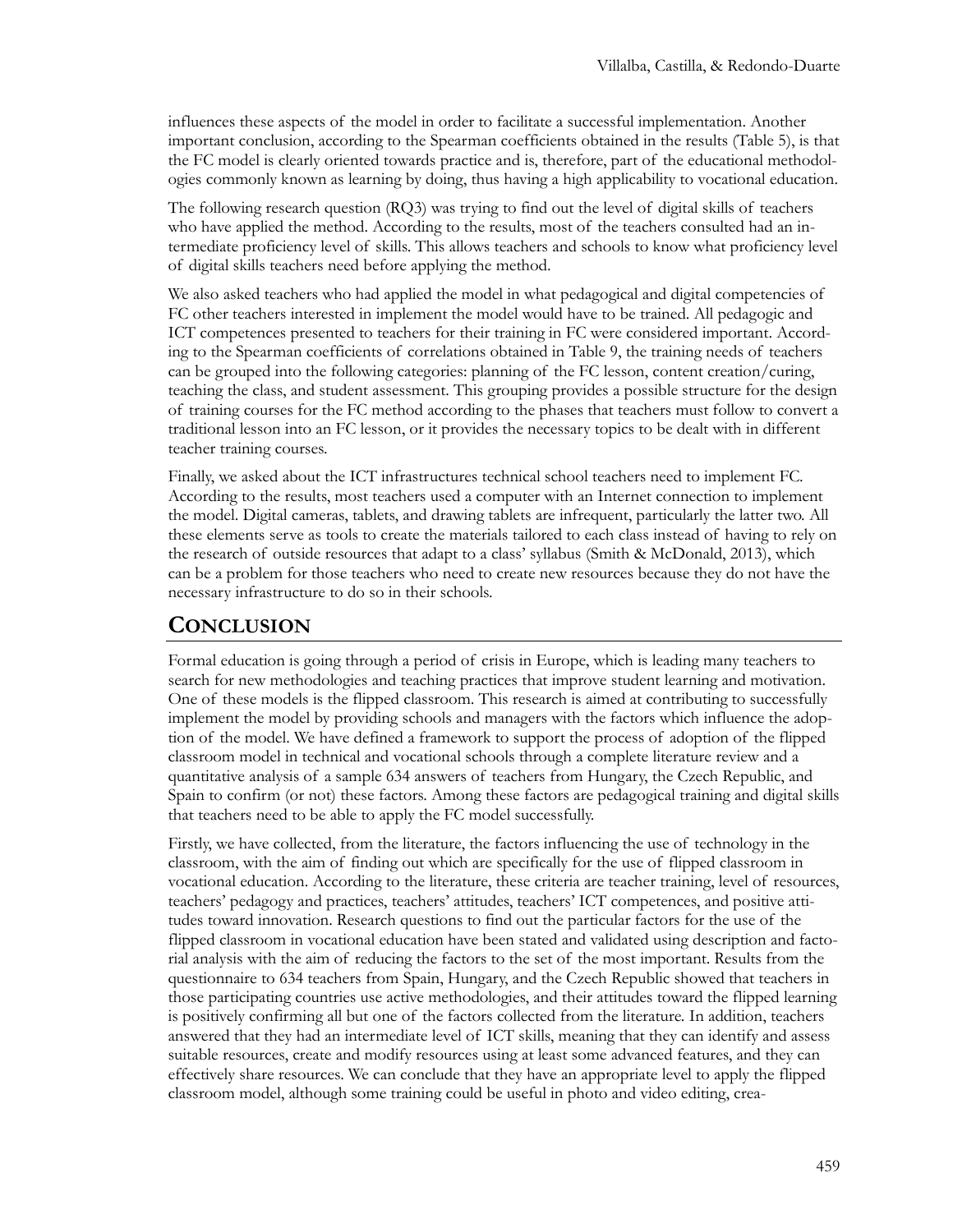influences these aspects of the model in order to facilitate a successful implementation. Another important conclusion, according to the Spearman coefficients obtained in the results (Table 5), is that the FC model is clearly oriented towards practice and is, therefore, part of the educational methodologies commonly known as learning by doing, thus having a high applicability to vocational education.

The following research question (RQ3) was trying to find out the level of digital skills of teachers who have applied the method. According to the results, most of the teachers consulted had an intermediate proficiency level of skills. This allows teachers and schools to know what proficiency level of digital skills teachers need before applying the method.

We also asked teachers who had applied the model in what pedagogical and digital competencies of FC other teachers interested in implement the model would have to be trained. All pedagogic and ICT competences presented to teachers for their training in FC were considered important. According to the Spearman coefficients of correlations obtained in Table 9, the training needs of teachers can be grouped into the following categories: planning of the FC lesson, content creation/curing, teaching the class, and student assessment. This grouping provides a possible structure for the design of training courses for the FC method according to the phases that teachers must follow to convert a traditional lesson into an FC lesson, or it provides the necessary topics to be dealt with in different teacher training courses.

Finally, we asked about the ICT infrastructures technical school teachers need to implement FC. According to the results, most teachers used a computer with an Internet connection to implement the model. Digital cameras, tablets, and drawing tablets are infrequent, particularly the latter two. All these elements serve as tools to create the materials tailored to each class instead of having to rely on the research of outside resources that adapt to a class' syllabus (Smith & McDonald, 2013), which can be a problem for those teachers who need to create new resources because they do not have the necessary infrastructure to do so in their schools.

## CONCLUSION

Formal education is going through a period of crisis in Europe, which is leading many teachers to search for new methodologies and teaching practices that improve student learning and motivation. One of these models is the flipped classroom. This research is aimed at contributing to successfully implement the model by providing schools and managers with the factors which influence the adoption of the model. We have defined a framework to support the process of adoption of the flipped classroom model in technical and vocational schools through a complete literature review and a quantitative analysis of a sample 634 answers of teachers from Hungary, the Czech Republic, and Spain to confirm (or not) these factors. Among these factors are pedagogical training and digital skills that teachers need to be able to apply the FC model successfully.

Firstly, we have collected, from the literature, the factors influencing the use of technology in the classroom, with the aim of finding out which are specifically for the use of flipped classroom in vocational education. According to the literature, these criteria are teacher training, level of resources, teachers' pedagogy and practices, teachers' attitudes, teachers' ICT competences, and positive attitudes toward innovation. Research questions to find out the particular factors for the use of the flipped classroom in vocational education have been stated and validated using description and factorial analysis with the aim of reducing the factors to the set of the most important. Results from the questionnaire to 634 teachers from Spain, Hungary, and the Czech Republic showed that teachers in those participating countries use active methodologies, and their attitudes toward the flipped learning is positively confirming all but one of the factors collected from the literature. In addition, teachers answered that they had an intermediate level of ICT skills, meaning that they can identify and assess suitable resources, create and modify resources using at least some advanced features, and they can effectively share resources. We can conclude that they have an appropriate level to apply the flipped classroom model, although some training could be useful in photo and video editing, crea-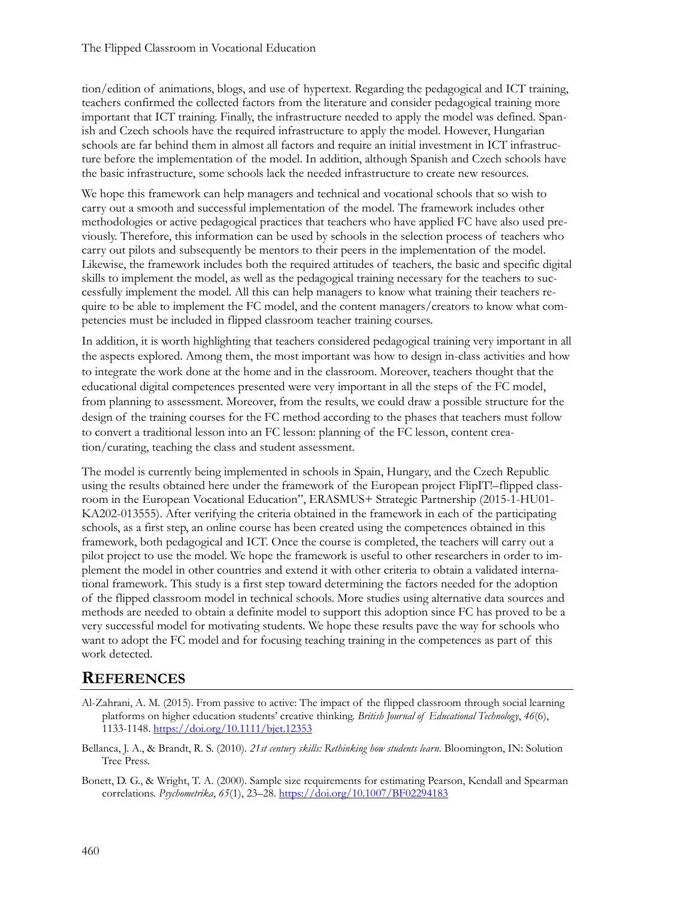tion/edition of animations, blogs, and use of hypertext. Regarding the pedagogical and ICT training, teachers confirmed the collected factors from the literature and consider pedagogical training more important that ICT training. Finally, the infrastructure needed to apply the model was defined. Spanish and Czech schools have the required infrastructure to apply the model. However, Hungarian schools are far behind them in almost all factors and require an initial investment in ICT infrastructure before the implementation of the model. In addition, although Spanish and Czech schools have the basic infrastructure, some schools lack the needed infrastructure to create new resources.

We hope this framework can help managers and technical and vocational schools that so wish to carry out a smooth and successful implementation of the model. The framework includes other methodologies or active pedagogical practices that teachers who have applied FC have also used previously. Therefore, this information can be used by schools in the selection process of teachers who carry out pilots and subsequently be mentors to their peers in the implementation of the model. Likewise, the framework includes both the required attitudes of teachers, the basic and specific digital skills to implement the model, as well as the pedagogical training necessary for the teachers to successfully implement the model. All this can help managers to know what training their teachers require to be able to implement the FC model, and the content managers/creators to know what competencies must be included in flipped classroom teacher training courses.

In addition, it is worth highlighting that teachers considered pedagogical training very important in all the aspects explored. Among them, the most important was how to design in-class activities and how to integrate the work done at the home and in the classroom. Moreover, teachers thought that the educational digital competences presented were very important in all the steps of the FC model, from planning to assessment. Moreover, from the results, we could draw a possible structure for the design of the training courses for the FC method according to the phases that teachers must follow to convert a traditional lesson into an FC lesson: planning of the FC lesson, content creation/curating, teaching the class and student assessment.

The model is currently being implemented in schools in Spain, Hungary, and the Czech Republic using the results obtained here under the framework of the European project FlipIT!–flipped classroom in the European Vocational Education", ERASMUS+ Strategic Partnership (2015-1-HU01-KA202-013555). After verifying the criteria obtained in the framework in each of the participating schools, as a first step, an online course has been created using the competences obtained in this framework, both pedagogical and ICT. Once the course is completed, the teachers will carry out a pilot project to use the model. We hope the framework is useful to other researchers in order to implement the model in other countries and extend it with other criteria to obtain a validated international framework. This study is a first step toward determining the factors needed for the adoption of the flipped classroom model in technical schools. More studies using alternative data sources and methods are needed to obtain a definite model to support this adoption since FC has proved to be a very successful model for motivating students. We hope these results pave the way for schools who want to adopt the FC model and for focusing teaching training in the competences as part of this work detected.

## REFERENCES

Al-Zahrani, A. M. (2015). From passive to active: The impact of the flipped classroom through social learning platforms on higher education students' creative thinking. *British Journal of Educational Technology*, *46*(6), 1133-1148. https://doi.org/10.1111/bjet.12353

Bellanca, J. A., & Brandt, R. S. (2010). *21st century skills: Rethinking how students learn*. Bloomington, IN: Solution Tree Press.

Bonett, D. G., & Wright, T. A. (2000). Sample size requirements for estimating Pearson, Kendall and Spearman correlations. *Psychometrika*, *65*(1), 23–28. https://doi.org/10.1007/BF02294183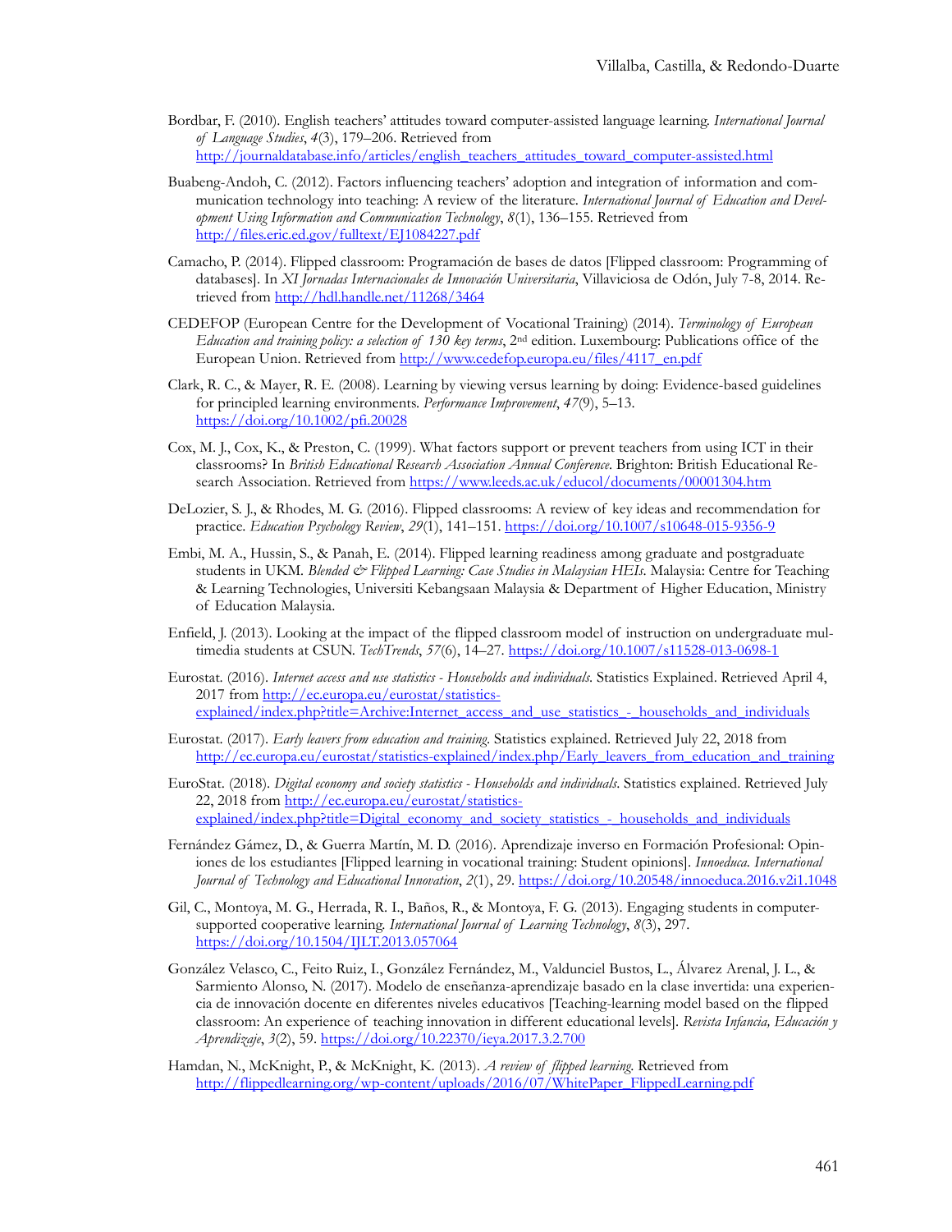Bordbar, F. (2010). English teachers' attitudes toward computer-assisted language learning. *International Journal of Language Studies*, *4*(3), 179–206. Retrieved from http://journaldatabase.info/articles/english_teachers_attitudes_toward_computer-assisted.html

Buabeng-Andoh, C. (2012). Factors influencing teachers' adoption and integration of information and communication technology into teaching: A review of the literature. *International Journal of Education and Development Using Information and Communication Technology*, *8*(1), 136–155. Retrieved from http://files.eric.ed.gov/fulltext/EJ1084227.pdf

Camacho, P. (2014). Flipped classroom: Programación de bases de datos [Flipped classroom: Programming of databases]. In *XI Jornadas Internacionales de Innovación Universitaria*, Villaviciosa de Odón, July 7-8, 2014. Retrieved from http://hdl.handle.net/11268/3464

CEDEFOP (European Centre for the Development of Vocational Training) (2014). *Terminology of European Education and training policy: a selection of 130 key terms*, 2nd edition. Luxembourg: Publications office of the European Union. Retrieved from http://www.cedefop.europa.eu/files/4117_en.pdf

Clark, R. C., & Mayer, R. E. (2008). Learning by viewing versus learning by doing: Evidence-based guidelines for principled learning environments. *Performance Improvement*, *47*(9), 5–13. https://doi.org/10.1002/pfi.20028

Cox, M. J., Cox, K., & Preston, C. (1999). What factors support or prevent teachers from using ICT in their classrooms? In *British Educational Research Association Annual Conference*. Brighton: British Educational Research Association. Retrieved from https://www.leeds.ac.uk/educol/documents/00001304.htm

DeLozier, S. J., & Rhodes, M. G. (2016). Flipped classrooms: A review of key ideas and recommendation for practice. *Education Psychology Review*, *29*(1), 141–151. https://doi.org/10.1007/s10648-015-9356-9

Embi, M. A., Hussin, S., & Panah, E. (2014). Flipped learning readiness among graduate and postgraduate students in UKM. *Blended & Flipped Learning: Case Studies in Malaysian HEIs*. Malaysia: Centre for Teaching & Learning Technologies, Universiti Kebangsaan Malaysia & Department of Higher Education, Ministry of Education Malaysia.

Enfield, J. (2013). Looking at the impact of the flipped classroom model of instruction on undergraduate multimedia students at CSUN. *TechTrends*, *57*(6), 14–27. https://doi.org/10.1007/s11528-013-0698-1

Eurostat. (2016). *Internet access and use statistics - Households and individuals*. Statistics Explained. Retrieved April 4, 2017 from http://ec.europa.eu/eurostat/statistics-explained/index.php?title=Archive:Internet_access_and_use_statistics_-_households_and_individuals

Eurostat. (2017). *Early leavers from education and training*. Statistics explained. Retrieved July 22, 2018 from http://ec.europa.eu/eurostat/statistics-explained/index.php/Early_leavers_from_education_and_training

EuroStat. (2018). *Digital economy and society statistics - Households and individuals*. Statistics explained. Retrieved July 22, 2018 from http://ec.europa.eu/eurostat/statistics-explained/index.php?title=Digital_economy_and_society_statistics_-_households_and_individuals

Fernández Gámez, D., & Guerra Martín, M. D. (2016). Aprendizaje inverso en Formación Profesional: Opiniones de los estudiantes [Flipped learning in vocational training: Student opinions]. *Innoeduca. International Journal of Technology and Educational Innovation*, *2*(1), 29. https://doi.org/10.20548/innoeduca.2016.v2i1.1048

Gil, C., Montoya, M. G., Herrada, R. I., Baños, R., & Montoya, F. G. (2013). Engaging students in computer-supported cooperative learning. *International Journal of Learning Technology*, *8*(3), 297. https://doi.org/10.1504/IJLT.2013.057064

González Velasco, C., Feito Ruiz, I., González Fernández, M., Valdunciel Bustos, L., Álvarez Arenal, J. L., & Sarmiento Alonso, N. (2017). Modelo de enseñanza-aprendizaje basado en la clase invertida: una experiencia de innovación docente en diferentes niveles educativos [Teaching-learning model based on the flipped classroom: An experience of teaching innovation in different educational levels]. *Revista Infancia, Educación y Aprendizaje*, *3*(2), 59. https://doi.org/10.22370/ieya.2017.3.2.700

Hamdan, N., McKnight, P., & McKnight, K. (2013). *A review of flipped learning*. Retrieved from http://flippedlearning.org/wp-content/uploads/2016/07/WhitePaper_FlippedLearning.pdf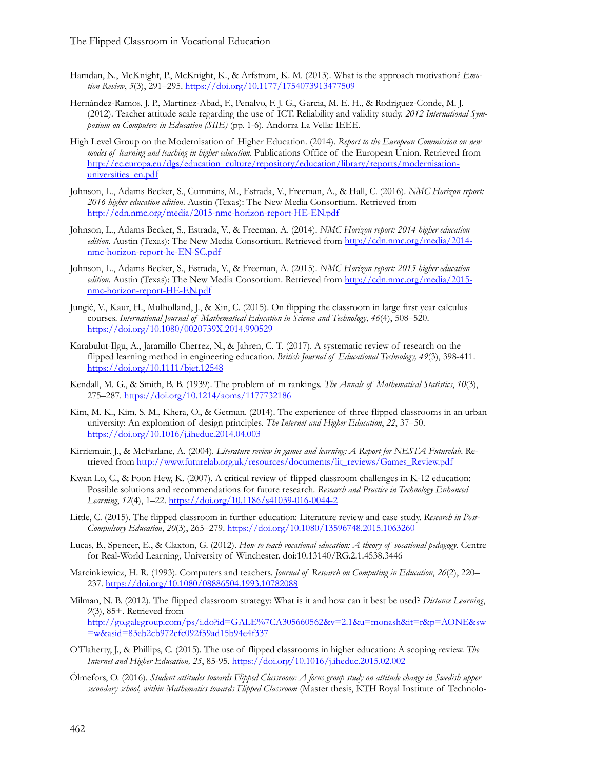Hamdan, N., McKnight, P., McKnight, K., & Arfstrom, K. M. (2013). What is the approach motivation? *Emotion Review*, *5*(3), 291–295. https://doi.org/10.1177/1754073913477509

Hernández-Ramos, J. P., Martinez-Abad, F., Penalvo, F. J. G., Garcia, M. E. H., & Rodriguez-Conde, M. J. (2012). Teacher attitude scale regarding the use of ICT. Reliability and validity study. *2012 International Symposium on Computers in Education (SIIE)* (pp. 1-6). Andorra La Vella: IEEE.

High Level Group on the Modernisation of Higher Education. (2014). *Report to the European Commission on new modes of learning and teaching in higher education*. Publications Office of the European Union. Retrieved from http://ec.europa.eu/dgs/education_culture/repository/education/library/reports/modernisation-universities_en.pdf

Johnson, L., Adams Becker, S., Cummins, M., Estrada, V., Freeman, A., & Hall, C. (2016). *NMC Horizon report: 2016 higher education edition*. Austin (Texas): The New Media Consortium. Retrieved from http://cdn.nmc.org/media/2015-nmc-horizon-report-HE-EN.pdf

Johnson, L., Adams Becker, S., Estrada, V., & Freeman, A. (2014). *NMC Horizon report: 2014 higher education edition*. Austin (Texas): The New Media Consortium. Retrieved from http://cdn.nmc.org/media/2014-nmc-horizon-report-he-EN-SC.pdf

Johnson, L., Adams Becker, S., Estrada, V., & Freeman, A. (2015). *NMC Horizon report: 2015 higher education edition.* Austin (Texas): The New Media Consortium. Retrieved from http://cdn.nmc.org/media/2015-nmc-horizon-report-HE-EN.pdf

Jungić, V., Kaur, H., Mulholland, J., & Xin, C. (2015). On flipping the classroom in large first year calculus courses. *International Journal of Mathematical Education in Science and Technology*, *46*(4), 508–520. https://doi.org/10.1080/0020739X.2014.990529

Karabulut-Ilgu, A., Jaramillo Cherrez, N., & Jahren, C. T. (2017). A systematic review of research on the flipped learning method in engineering education. *British Journal of Educational Technology, 49*(3), 398-411. https://doi.org/10.1111/bjet.12548

Kendall, M. G., & Smith, B. B. (1939). The problem of m rankings. *The Annals of Mathematical Statistics*, *10*(3), 275–287. https://doi.org/10.1214/aoms/1177732186

Kim, M. K., Kim, S. M., Khera, O., & Getman. (2014). The experience of three flipped classrooms in an urban university: An exploration of design principles. *The Internet and Higher Education*, *22*, 37–50. https://doi.org/10.1016/j.iheduc.2014.04.003

Kirriemuir, J., & McFarlane, A. (2004). *Literature review in games and learning: A Report for NESTA Futurelab*. Retrieved from http://www.futurelab.org.uk/resources/documents/lit_reviews/Games_Review.pdf

Kwan Lo, C., & Foon Hew, K. (2007). A critical review of flipped classroom challenges in K-12 education: Possible solutions and recommendations for future research. *Research and Practice in Technology Enhanced Learning*, *12*(4), 1–22. https://doi.org/10.1186/s41039-016-0044-2

Little, C. (2015). The flipped classroom in further education: Literature review and case study. *Research in Post-Compulsory Education*, *20*(3), 265–279. https://doi.org/10.1080/13596748.2015.1063260

Lucas, B., Spencer, E., & Claxton, G. (2012). *How to teach vocational education: A theory of vocational pedagogy*. Centre for Real-World Learning, University of Winchester. doi:10.13140/RG.2.1.4538.3446

Marcinkiewicz, H. R. (1993). Computers and teachers. *Journal of Research on Computing in Education*, *26*(2), 220–237. https://doi.org/10.1080/08886504.1993.10782088

Milman, N. B. (2012). The flipped classroom strategy: What is it and how can it best be used? *Distance Learning*, *9*(3), 85+. Retrieved from http://go.galegroup.com/ps/i.do?id=GALE%7CA305660562&v=2.1&u=monash&it=r&p=AONE&sw=w&asid=83eb2cb972cfc092f59ad15b94e4f337

O'Flaherty, J., & Phillips, C. (2015). The use of flipped classrooms in higher education: A scoping review. *The Internet and Higher Education, 25*, 85-95. https://doi.org/10.1016/j.iheduc.2015.02.002

Ölmefors, O. (2016). *Student attitudes towards Flipped Classroom: A focus group study on attitude change in Swedish upper secondary school, within Mathematics towards Flipped Classroom* (Master thesis, KTH Royal Institute of Technolo-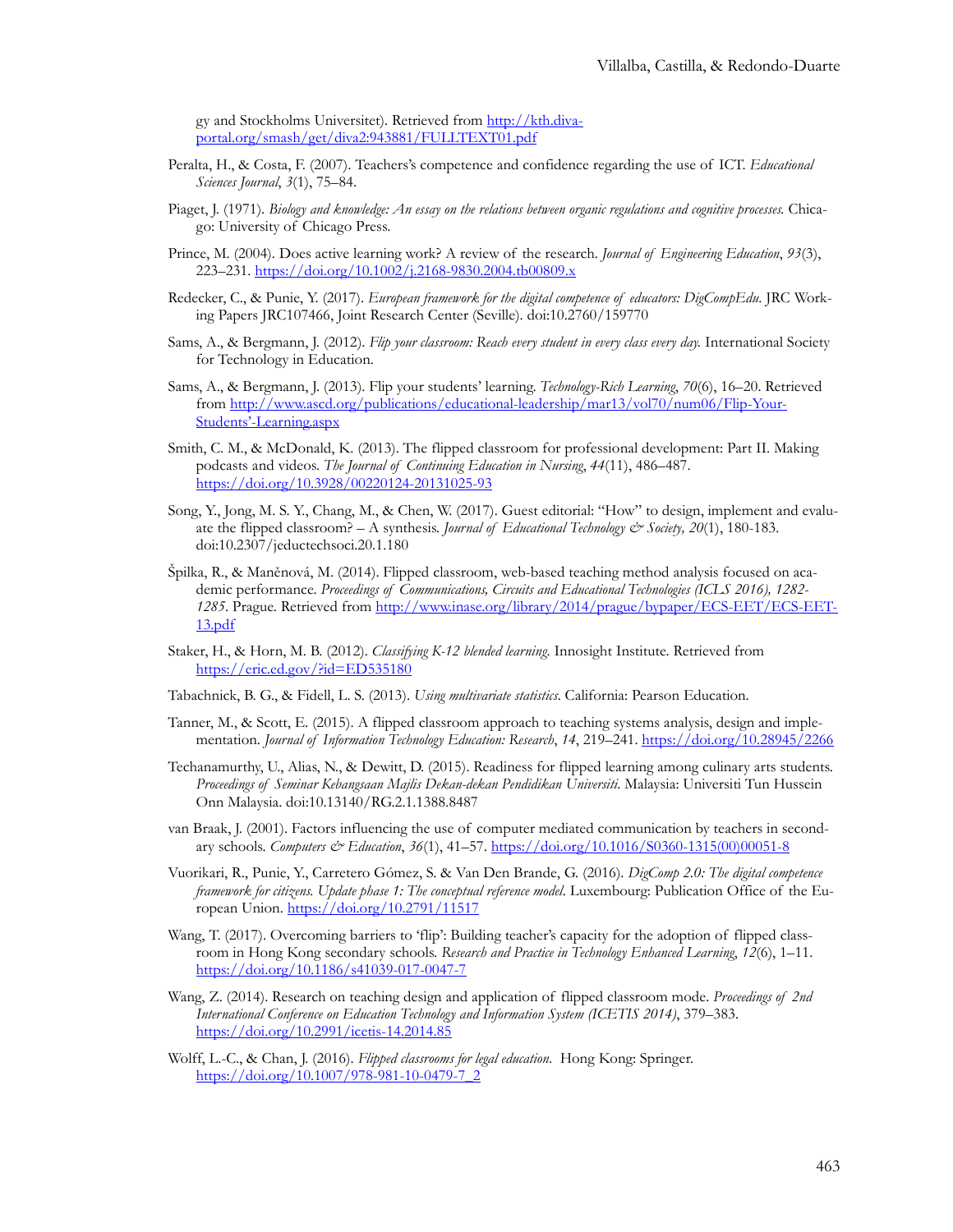gy and Stockholms Universitet). Retrieved from http://kth.diva-portal.org/smash/get/diva2:943881/FULLTEXT01.pdf

Peralta, H., & Costa, F. (2007). Teachers's competence and confidence regarding the use of ICT. *Educational Sciences Journal*, *3*(1), 75–84.

Piaget, J. (1971). *Biology and knowledge: An essay on the relations between organic regulations and cognitive processes.* Chicago: University of Chicago Press.

Prince, M. (2004). Does active learning work? A review of the research. *Journal of Engineering Education*, *93*(3), 223–231. https://doi.org/10.1002/j.2168-9830.2004.tb00809.x

Redecker, C., & Punie, Y. (2017). *European framework for the digital competence of educators: DigCompEdu*. JRC Working Papers JRC107466, Joint Research Center (Seville). doi:10.2760/159770

Sams, A., & Bergmann, J. (2012). *Flip your classroom: Reach every student in every class every day.* International Society for Technology in Education.

Sams, A., & Bergmann, J. (2013). Flip your students' learning. *Technology-Rich Learning*, *70*(6), 16–20. Retrieved from http://www.ascd.org/publications/educational-leadership/mar13/vol70/num06/Flip-Your-Students'-Learning.aspx

Smith, C. M., & McDonald, K. (2013). The flipped classroom for professional development: Part II. Making podcasts and videos. *The Journal of Continuing Education in Nursing*, *44*(11), 486–487. https://doi.org/10.3928/00220124-20131025-93

Song, Y., Jong, M. S. Y., Chang, M., & Chen, W. (2017). Guest editorial: "How" to design, implement and evaluate the flipped classroom? – A synthesis. *Journal of Educational Technology & Society, 20*(1), 180-183. doi:10.2307/jeductechsoci.20.1.180

Špilka, R., & Maněnová, M. (2014). Flipped classroom, web-based teaching method analysis focused on academic performance. *Proceedings of Communications, Circuits and Educational Technologies (ICLS 2016), 1282-1285*. Prague. Retrieved from http://www.inase.org/library/2014/prague/bypaper/ECS-EET/ECS-EET-13.pdf

Staker, H., & Horn, M. B. (2012). *Classifying K-12 blended learning.* Innosight Institute. Retrieved from https://eric.ed.gov/?id=ED535180

Tabachnick, B. G., & Fidell, L. S. (2013). *Using multivariate statistics*. California: Pearson Education.

Tanner, M., & Scott, E. (2015). A flipped classroom approach to teaching systems analysis, design and implementation. *Journal of Information Technology Education: Research*, *14*, 219–241. https://doi.org/10.28945/2266

Techanamurthy, U., Alias, N., & Dewitt, D. (2015). Readiness for flipped learning among culinary arts students. *Proceedings of Seminar Kebangsaan Majlis Dekan-dekan Pendidikan Universiti.* Malaysia: Universiti Tun Hussein Onn Malaysia. doi:10.13140/RG.2.1.1388.8487

van Braak, J. (2001). Factors influencing the use of computer mediated communication by teachers in secondary schools. *Computers & Education*, *36*(1), 41–57. https://doi.org/10.1016/S0360-1315(00)00051-8

Vuorikari, R., Punie, Y., Carretero Gómez, S. & Van Den Brande, G. (2016). *DigComp 2.0: The digital competence framework for citizens. Update phase 1: The conceptual reference model*. Luxembourg: Publication Office of the European Union. https://doi.org/10.2791/11517

Wang, T. (2017). Overcoming barriers to 'flip': Building teacher's capacity for the adoption of flipped classroom in Hong Kong secondary schools. *Research and Practice in Technology Enhanced Learning*, *12*(6), 1–11. https://doi.org/10.1186/s41039-017-0047-7

Wang, Z. (2014). Research on teaching design and application of flipped classroom mode. *Proceedings of 2nd International Conference on Education Technology and Information System (ICETIS 2014)*, 379–383. https://doi.org/10.2991/icetis-14.2014.85

Wolff, L.-C., & Chan, J. (2016). *Flipped classrooms for legal education*. Hong Kong: Springer. https://doi.org/10.1007/978-981-10-0479-7_2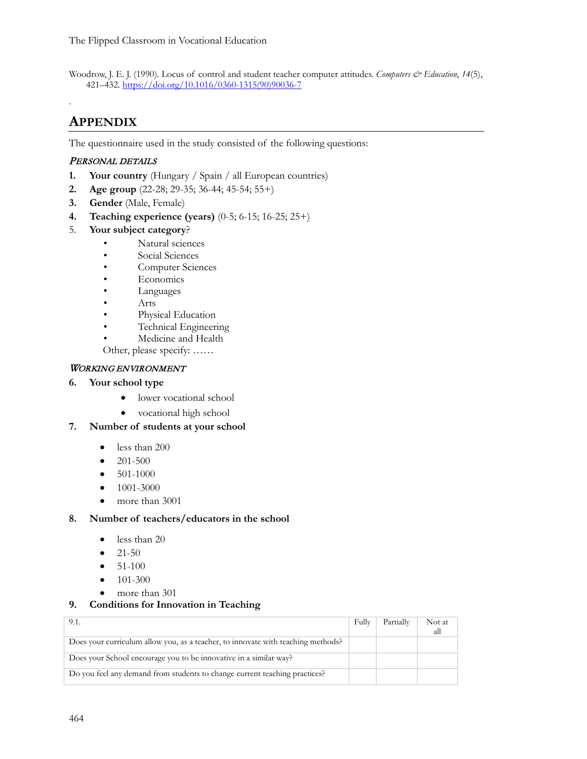Woodrow, J. E. J. (1990). Locus of control and student teacher computer attitudes. *Computers & Education*, *14*(5), 421–432. https://doi.org/10.1016/0360-1315(90)90036-7

.

## APPENDIX

The questionnaire used in the study consisted of the following questions:

### *PERSONAL DETAILS*

1. **Your country** (Hungary / Spain / all European countries)
2. **Age group** (22-28; 29-35; 36-44; 45-54; 55+)
3. **Gender** (Male, Female)
4. **Teaching experience (years)** (0-5; 6-15; 16-25; 25+)
5. **Your subject category**?
   - Natural sciences
   - Social Sciences
   - Computer Sciences
   - Economics
   - Languages
   - Arts
   - Physical Education
   - Technical Engineering
   - Medicine and Health

   Other, please specify: ……

### *WORKING ENVIRONMENT*

6. **Your school type**
   - lower vocational school
   - vocational high school
7. **Number of students at your school**
   - less than 200
   - 201-500
   - 501-1000
   - 1001-3000
   - more than 3001
8. **Number of teachers/educators in the school**
   - less than 20
   - 21-50
   - 51-100
   - 101-300
   - more than 301
9. **Conditions for Innovation in Teaching**

| 9.1. | Fully | Partially | Not at all |
|---|---|---|---|
| Does your curriculum allow you, as a teacher, to innovate with teaching methods? | | | |
| Does your School encourage you to be innovative in a similar way? | | | |
| Do you feel any demand from students to change current teaching practices? | | | |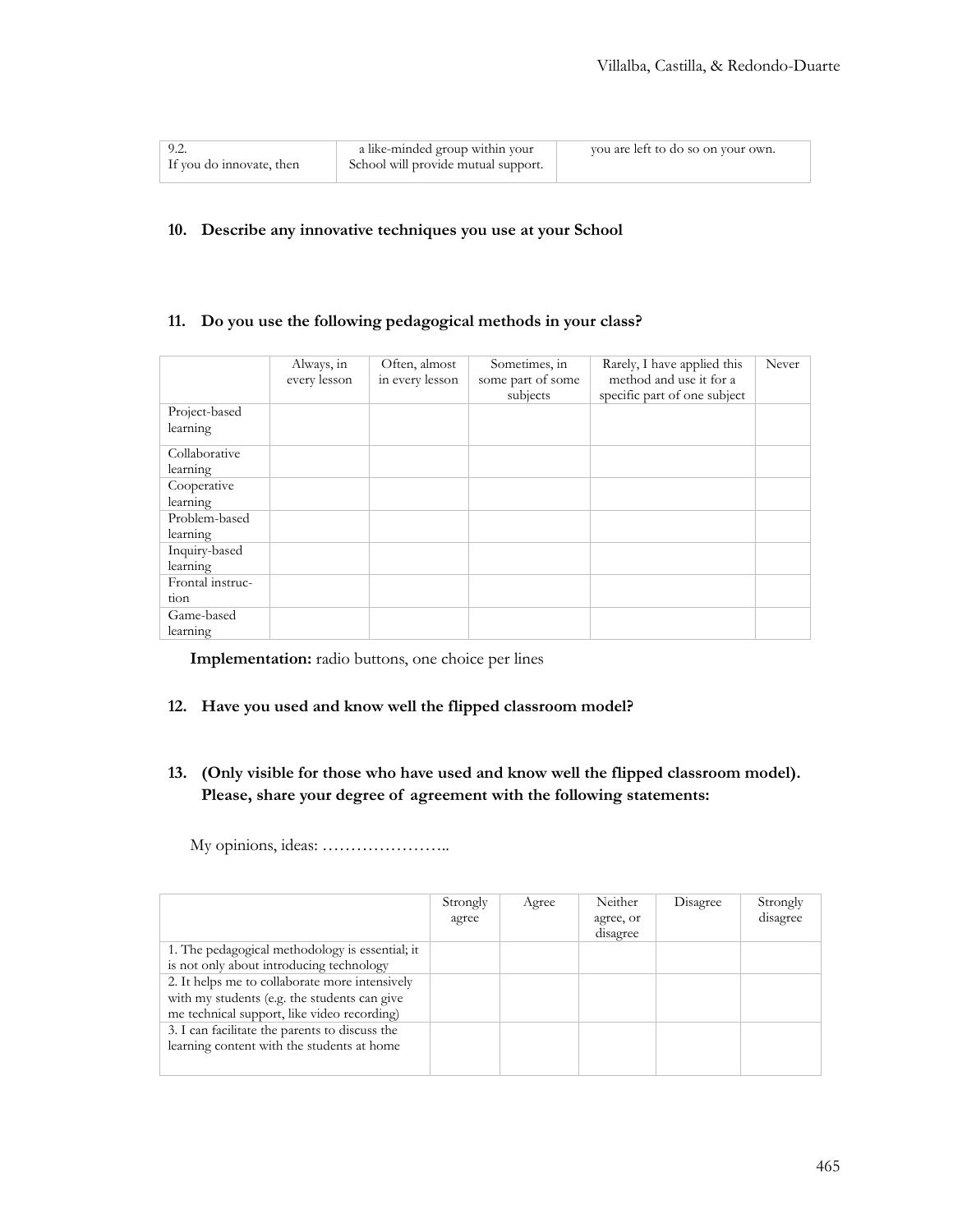| 9.2. If you do innovate, then | a like-minded group within your School will provide mutual support. | you are left to do so on your own. |
|---|---|---|

**10. Describe any innovative techniques you use at your School**

**11. Do you use the following pedagogical methods in your class?**

| | Always, in every lesson | Often, almost in every lesson | Sometimes, in some part of some subjects | Rarely, I have applied this method and use it for a specific part of one subject | Never |
|---|---|---|---|---|---|
| Project-based learning | | | | | |
| Collaborative learning | | | | | |
| Cooperative learning | | | | | |
| Problem-based learning | | | | | |
| Inquiry-based learning | | | | | |
| Frontal instruction | | | | | |
| Game-based learning | | | | | |

**Implementation:** radio buttons, one choice per lines

**12. Have you used and know well the flipped classroom model?**

**13. (Only visible for those who have used and know well the flipped classroom model). Please, share your degree of agreement with the following statements:**

My opinions, ideas: …………………..

| | Strongly agree | Agree | Neither agree, or disagree | Disagree | Strongly disagree |
|---|---|---|---|---|---|
| 1. The pedagogical methodology is essential; it is not only about introducing technology | | | | | |
| 2. It helps me to collaborate more intensively with my students (e.g. the students can give me technical support, like video recording) | | | | | |
| 3. I can facilitate the parents to discuss the learning content with the students at home | | | | | |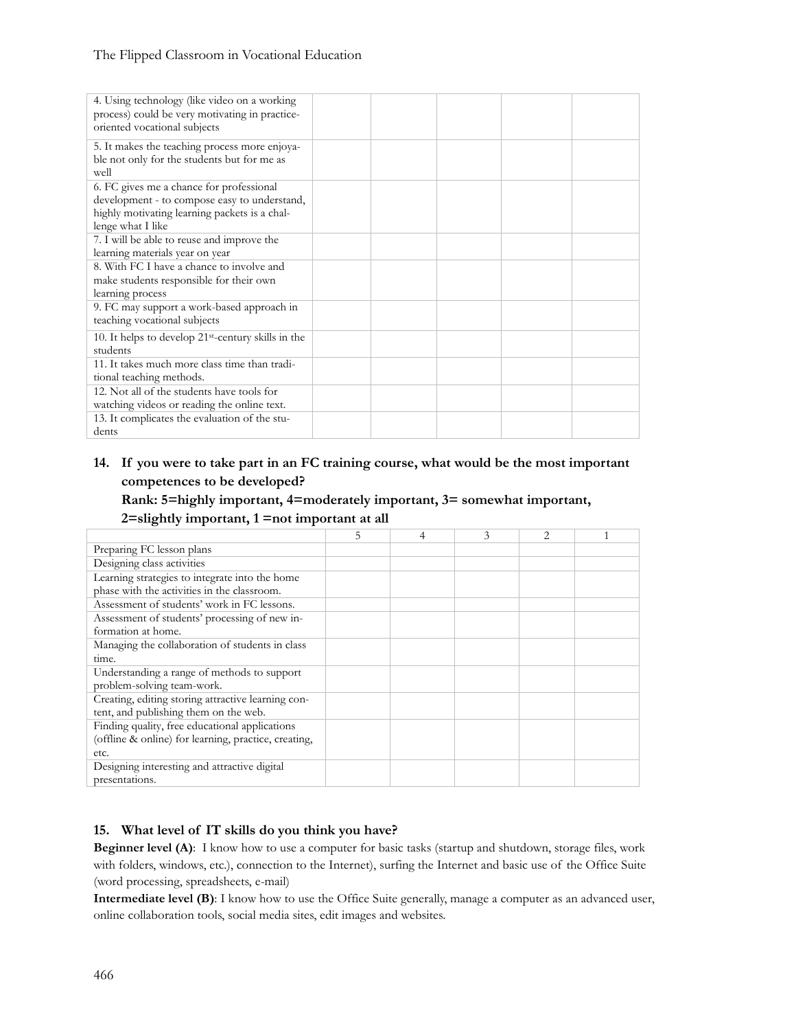| | | | | | |
|---|---|---|---|---|---|
| 4. Using technology (like video on a working process) could be very motivating in practice-oriented vocational subjects | | | | | |
| 5. It makes the teaching process more enjoyable not only for the students but for me as well | | | | | |
| 6. FC gives me a chance for professional development - to compose easy to understand, highly motivating learning packets is a challenge what I like | | | | | |
| 7. I will be able to reuse and improve the learning materials year on year | | | | | |
| 8. With FC I have a chance to involve and make students responsible for their own learning process | | | | | |
| 9. FC may support a work-based approach in teaching vocational subjects | | | | | |
| 10. It helps to develop 21st-century skills in the students | | | | | |
| 11. It takes much more class time than traditional teaching methods. | | | | | |
| 12. Not all of the students have tools for watching videos or reading the online text. | | | | | |
| 13. It complicates the evaluation of the students | | | | | |

### 14. If you were to take part in an FC training course, what would be the most important competences to be developed? Rank: 5=highly important, 4=moderately important, 3= somewhat important, 2=slightly important, 1 =not important at all

| | 5 | 4 | 3 | 2 | 1 |
|---|---|---|---|---|---|
| Preparing FC lesson plans | | | | | |
| Designing class activities | | | | | |
| Learning strategies to integrate into the home phase with the activities in the classroom. | | | | | |
| Assessment of students' work in FC lessons. | | | | | |
| Assessment of students' processing of new information at home. | | | | | |
| Managing the collaboration of students in class time. | | | | | |
| Understanding a range of methods to support problem-solving team-work. | | | | | |
| Creating, editing storing attractive learning content, and publishing them on the web. | | | | | |
| Finding quality, free educational applications (offline & online) for learning, practice, creating, etc. | | | | | |
| Designing interesting and attractive digital presentations. | | | | | |

### 15. What level of IT skills do you think you have?

**Beginner level (A)**: I know how to use a computer for basic tasks (startup and shutdown, storage files, work with folders, windows, etc.), connection to the Internet), surfing the Internet and basic use of the Office Suite (word processing, spreadsheets, e-mail)

**Intermediate level (B)**: I know how to use the Office Suite generally, manage a computer as an advanced user, online collaboration tools, social media sites, edit images and websites.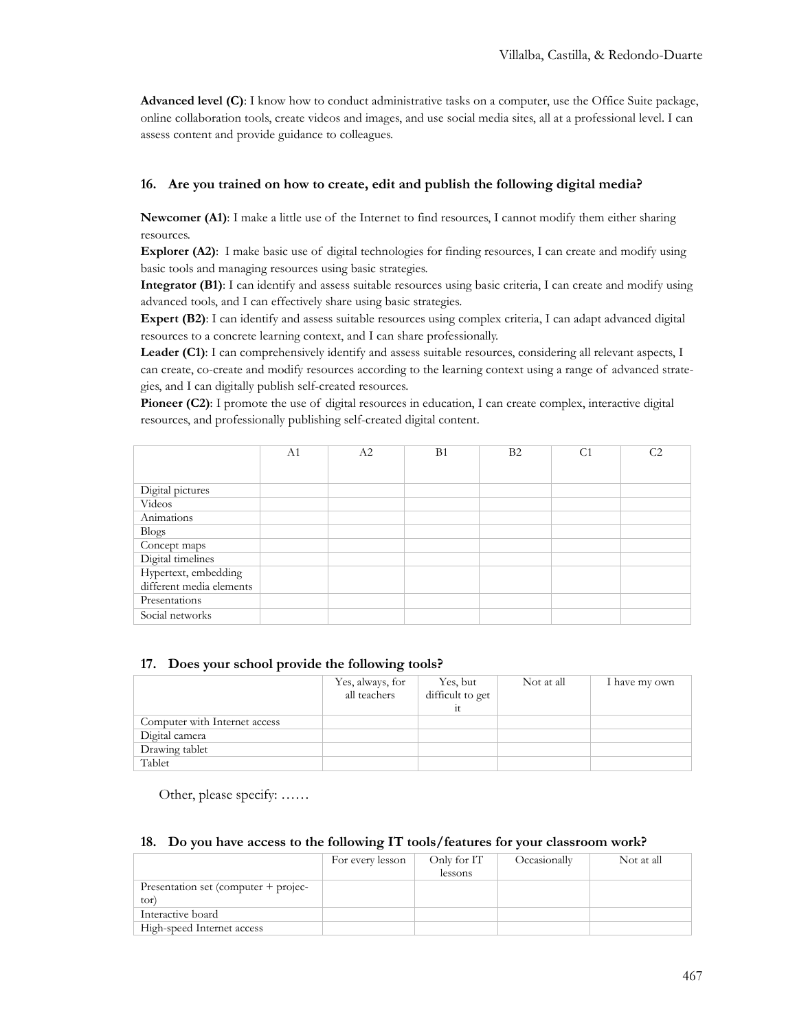**Advanced level (C)**: I know how to conduct administrative tasks on a computer, use the Office Suite package, online collaboration tools, create videos and images, and use social media sites, all at a professional level. I can assess content and provide guidance to colleagues.

### 16. Are you trained on how to create, edit and publish the following digital media?

**Newcomer (A1)**: I make a little use of the Internet to find resources, I cannot modify them either sharing resources.
**Explorer (A2)**: I make basic use of digital technologies for finding resources, I can create and modify using basic tools and managing resources using basic strategies.
**Integrator (B1)**: I can identify and assess suitable resources using basic criteria, I can create and modify using advanced tools, and I can effectively share using basic strategies.
**Expert (B2)**: I can identify and assess suitable resources using complex criteria, I can adapt advanced digital resources to a concrete learning context, and I can share professionally.
**Leader (C1)**: I can comprehensively identify and assess suitable resources, considering all relevant aspects, I can create, co-create and modify resources according to the learning context using a range of advanced strategies, and I can digitally publish self-created resources.
**Pioneer (C2)**: I promote the use of digital resources in education, I can create complex, interactive digital resources, and professionally publishing self-created digital content.

| | A1 | A2 | B1 | B2 | C1 | C2 |
|---|---|---|---|---|---|---|
| Digital pictures | | | | | | |
| Videos | | | | | | |
| Animations | | | | | | |
| Blogs | | | | | | |
| Concept maps | | | | | | |
| Digital timelines | | | | | | |
| Hypertext, embedding different media elements | | | | | | |
| Presentations | | | | | | |
| Social networks | | | | | | |

### 17. Does your school provide the following tools?

| | Yes, always, for all teachers | Yes, but difficult to get it | Not at all | I have my own |
|---|---|---|---|---|
| Computer with Internet access | | | | |
| Digital camera | | | | |
| Drawing tablet | | | | |
| Tablet | | | | |

Other, please specify: ……

### 18. Do you have access to the following IT tools/features for your classroom work?

| | For every lesson | Only for IT lessons | Occasionally | Not at all |
|---|---|---|---|---|
| Presentation set (computer + projector) | | | | |
| Interactive board | | | | |
| High-speed Internet access | | | | |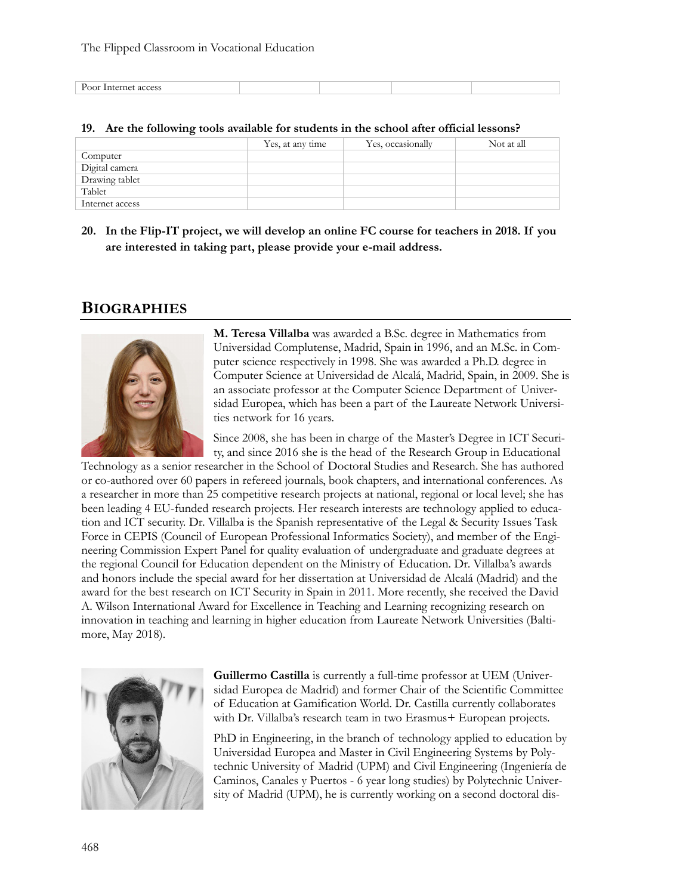| Poor Internet access | | | | |
|---|---|---|---|---|

**19. Are the following tools available for students in the school after official lessons?**

| | Yes, at any time | Yes, occasionally | Not at all |
|---|---|---|---|
| Computer | | | |
| Digital camera | | | |
| Drawing tablet | | | |
| Tablet | | | |
| Internet access | | | |

**20. In the Flip-IT project, we will develop an online FC course for teachers in 2018. If you are interested in taking part, please provide your e-mail address.**

## BIOGRAPHIES

**M. Teresa Villalba** was awarded a B.Sc. degree in Mathematics from Universidad Complutense, Madrid, Spain in 1996, and an M.Sc. in Computer science respectively in 1998. She was awarded a Ph.D. degree in Computer Science at Universidad de Alcalá, Madrid, Spain, in 2009. She is an associate professor at the Computer Science Department of Universidad Europea, which has been a part of the Laureate Network Universities network for 16 years.

Since 2008, she has been in charge of the Master's Degree in ICT Security, and since 2016 she is the head of the Research Group in Educational Technology as a senior researcher in the School of Doctoral Studies and Research. She has authored or co-authored over 60 papers in refereed journals, book chapters, and international conferences. As a researcher in more than 25 competitive research projects at national, regional or local level; she has been leading 4 EU-funded research projects. Her research interests are technology applied to education and ICT security. Dr. Villalba is the Spanish representative of the Legal & Security Issues Task Force in CEPIS (Council of European Professional Informatics Society), and member of the Engineering Commission Expert Panel for quality evaluation of undergraduate and graduate degrees at the regional Council for Education dependent on the Ministry of Education. Dr. Villalba's awards and honors include the special award for her dissertation at Universidad de Alcalá (Madrid) and the award for the best research on ICT Security in Spain in 2011. More recently, she received the David A. Wilson International Award for Excellence in Teaching and Learning recognizing research on innovation in teaching and learning in higher education from Laureate Network Universities (Baltimore, May 2018).

**Guillermo Castilla** is currently a full-time professor at UEM (Universidad Europea de Madrid) and former Chair of the Scientific Committee of Education at Gamification World. Dr. Castilla currently collaborates with Dr. Villalba's research team in two Erasmus+ European projects.

PhD in Engineering, in the branch of technology applied to education by Universidad Europea and Master in Civil Engineering Systems by Polytechnic University of Madrid (UPM) and Civil Engineering (Ingeniería de Caminos, Canales y Puertos - 6 year long studies) by Polytechnic University of Madrid (UPM), he is currently working on a second doctoral dis-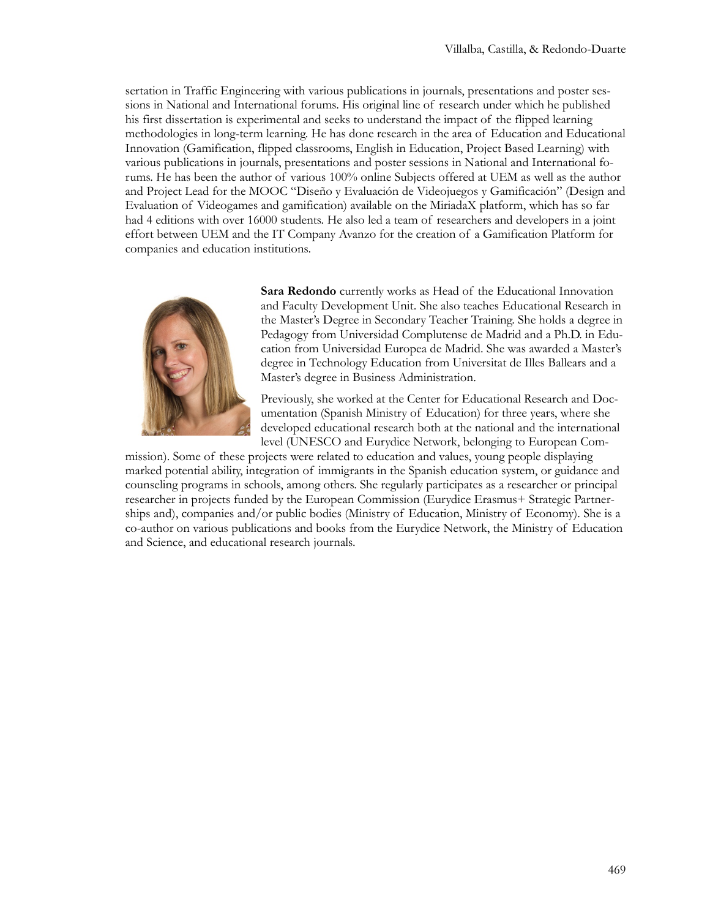sertation in Traffic Engineering with various publications in journals, presentations and poster sessions in National and International forums. His original line of research under which he published his first dissertation is experimental and seeks to understand the impact of the flipped learning methodologies in long-term learning. He has done research in the area of Education and Educational Innovation (Gamification, flipped classrooms, English in Education, Project Based Learning) with various publications in journals, presentations and poster sessions in National and International forums. He has been the author of various 100% online Subjects offered at UEM as well as the author and Project Lead for the MOOC "Diseño y Evaluación de Videojuegos y Gamificación" (Design and Evaluation of Videogames and gamification) available on the MiriadaX platform, which has so far had 4 editions with over 16000 students. He also led a team of researchers and developers in a joint effort between UEM and the IT Company Avanzo for the creation of a Gamification Platform for companies and education institutions.

**Sara Redondo** currently works as Head of the Educational Innovation and Faculty Development Unit. She also teaches Educational Research in the Master's Degree in Secondary Teacher Training. She holds a degree in Pedagogy from Universidad Complutense de Madrid and a Ph.D. in Education from Universidad Europea de Madrid. She was awarded a Master's degree in Technology Education from Universitat de Illes Ballears and a Master's degree in Business Administration.

Previously, she worked at the Center for Educational Research and Documentation (Spanish Ministry of Education) for three years, where she developed educational research both at the national and the international level (UNESCO and Eurydice Network, belonging to European Commission). Some of these projects were related to education and values, young people displaying marked potential ability, integration of immigrants in the Spanish education system, or guidance and counseling programs in schools, among others. She regularly participates as a researcher or principal researcher in projects funded by the European Commission (Eurydice Erasmus+ Strategic Partnerships and), companies and/or public bodies (Ministry of Education, Ministry of Economy). She is a co-author on various publications and books from the Eurydice Network, the Ministry of Education and Science, and educational research journals.